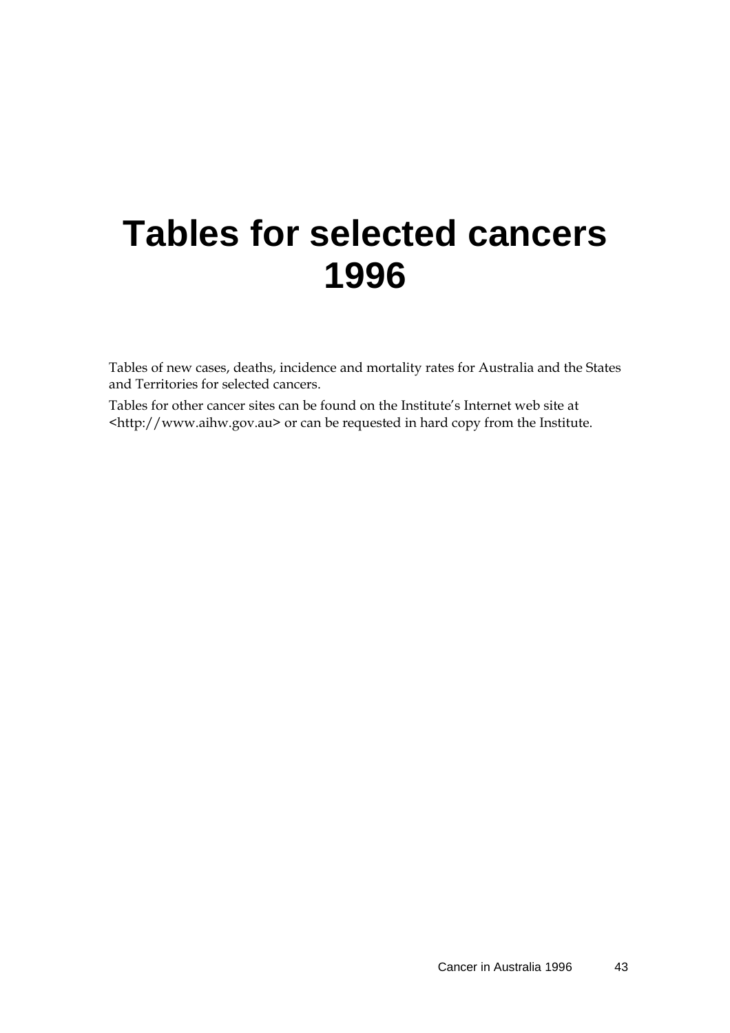# Tables for selected cancers 1996

Tables of new cases, deaths, incidence and mortality rates for Australia and the States and Territories for selected cancers.

Tables for other cancer sites can be found on the Institute's Internet web site at <http://www.aihw.gov.au> or can be requested in hard copy from the Institute.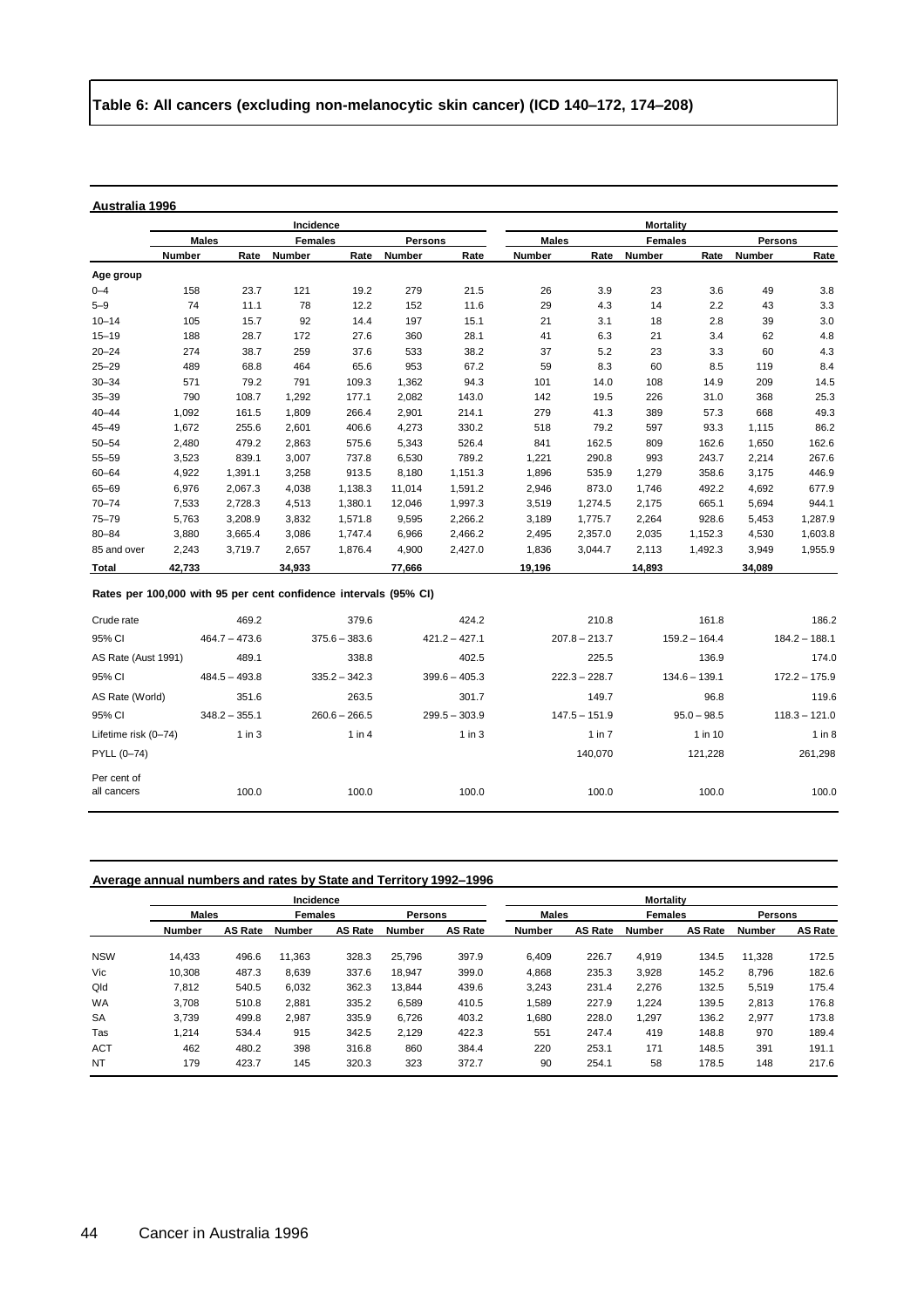## Table 6: All cancers (excluding non-melanocytic skin cancer) (ICD 140–172, 174–208)

**Australia 1996**

| | Incidence | | | | | | Mortality | | | | | |
|---|---|---|---|---|---|---|---|---|---|---|---|---|
| | Males | | Females | | Persons | | Males | | Females | | Persons | |
| | Number | Rate | Number | Rate | Number | Rate | Number | Rate | Number | Rate | Number | Rate |
| **Age group** | | | | | | | | | | | | |
| 0–4 | 158 | 23.7 | 121 | 19.2 | 279 | 21.5 | 26 | 3.9 | 23 | 3.6 | 49 | 3.8 |
| 5–9 | 74 | 11.1 | 78 | 12.2 | 152 | 11.6 | 29 | 4.3 | 14 | 2.2 | 43 | 3.3 |
| 10–14 | 105 | 15.7 | 92 | 14.4 | 197 | 15.1 | 21 | 3.1 | 18 | 2.8 | 39 | 3.0 |
| 15–19 | 188 | 28.7 | 172 | 27.6 | 360 | 28.1 | 41 | 6.3 | 21 | 3.4 | 62 | 4.8 |
| 20–24 | 274 | 38.7 | 259 | 37.6 | 533 | 38.2 | 37 | 5.2 | 23 | 3.3 | 60 | 4.3 |
| 25–29 | 489 | 68.8 | 464 | 65.6 | 953 | 67.2 | 59 | 8.3 | 60 | 8.5 | 119 | 8.4 |
| 30–34 | 571 | 79.2 | 791 | 109.3 | 1,362 | 94.3 | 101 | 14.0 | 108 | 14.9 | 209 | 14.5 |
| 35–39 | 790 | 108.7 | 1,292 | 177.1 | 2,082 | 143.0 | 142 | 19.5 | 226 | 31.0 | 368 | 25.3 |
| 40–44 | 1,092 | 161.5 | 1,809 | 266.4 | 2,901 | 214.1 | 279 | 41.3 | 389 | 57.3 | 668 | 49.3 |
| 45–49 | 1,672 | 255.6 | 2,601 | 406.6 | 4,273 | 330.2 | 518 | 79.2 | 597 | 93.3 | 1,115 | 86.2 |
| 50–54 | 2,480 | 479.2 | 2,863 | 575.6 | 5,343 | 526.4 | 841 | 162.5 | 809 | 162.6 | 1,650 | 162.6 |
| 55–59 | 3,523 | 839.1 | 3,007 | 737.8 | 6,530 | 789.2 | 1,221 | 290.8 | 993 | 243.7 | 2,214 | 267.6 |
| 60–64 | 4,922 | 1,391.1 | 3,258 | 913.5 | 8,180 | 1,151.3 | 1,896 | 535.9 | 1,279 | 358.6 | 3,175 | 446.9 |
| 65–69 | 6,976 | 2,067.3 | 4,038 | 1,138.3 | 11,014 | 1,591.2 | 2,946 | 873.0 | 1,746 | 492.2 | 4,692 | 677.9 |
| 70–74 | 7,533 | 2,728.3 | 4,513 | 1,380.1 | 12,046 | 1,997.3 | 3,519 | 1,274.5 | 2,175 | 665.1 | 5,694 | 944.1 |
| 75–79 | 5,763 | 3,208.9 | 3,832 | 1,571.8 | 9,595 | 2,266.2 | 3,189 | 1,775.7 | 2,264 | 928.6 | 5,453 | 1,287.9 |
| 80–84 | 3,880 | 3,665.4 | 3,086 | 1,747.4 | 6,966 | 2,466.2 | 2,495 | 2,357.0 | 2,035 | 1,152.3 | 4,530 | 1,603.8 |
| 85 and over | 2,243 | 3,719.7 | 2,657 | 1,876.4 | 4,900 | 2,427.0 | 1,836 | 3,044.7 | 2,113 | 1,492.3 | 3,949 | 1,955.9 |
| **Total** | **42,733** | | **34,933** | | **77,666** | | **19,196** | | **14,893** | | **34,089** | |

**Rates per 100,000 with 95 per cent confidence intervals (95% CI)**

| | Incidence Males | Incidence Females | Incidence Persons | Mortality Males | Mortality Females | Mortality Persons |
|---|---|---|---|---|---|---|
| Crude rate | 469.2 | 379.6 | 424.2 | 210.8 | 161.8 | 186.2 |
| 95% CI | 464.7 – 473.6 | 375.6 – 383.6 | 421.2 – 427.1 | 207.8 – 213.7 | 159.2 – 164.4 | 184.2 – 188.1 |
| AS Rate (Aust 1991) | 489.1 | 338.8 | 402.5 | 225.5 | 136.9 | 174.0 |
| 95% CI | 484.5 – 493.8 | 335.2 – 342.3 | 399.6 – 405.3 | 222.3 – 228.7 | 134.6 – 139.1 | 172.2 – 175.9 |
| AS Rate (World) | 351.6 | 263.5 | 301.7 | 149.7 | 96.8 | 119.6 |
| 95% CI | 348.2 – 355.1 | 260.6 – 266.5 | 299.5 – 303.9 | 147.5 – 151.9 | 95.0 – 98.5 | 118.3 – 121.0 |
| Lifetime risk (0–74) | 1 in 3 | 1 in 4 | 1 in 3 | 1 in 7 | 1 in 10 | 1 in 8 |
| PYLL (0–74) | | | | 140,070 | 121,228 | 261,298 |
| Per cent of all cancers | 100.0 | 100.0 | 100.0 | 100.0 | 100.0 | 100.0 |

**Average annual numbers and rates by State and Territory 1992–1996**

| | Incidence | | | | | | Mortality | | | | | |
|---|---|---|---|---|---|---|---|---|---|---|---|---|
| | Males | | Females | | Persons | | Males | | Females | | Persons | |
| | Number | AS Rate | Number | AS Rate | Number | AS Rate | Number | AS Rate | Number | AS Rate | Number | AS Rate |
| NSW | 14,433 | 496.6 | 11,363 | 328.3 | 25,796 | 397.9 | 6,409 | 226.7 | 4,919 | 134.5 | 11,328 | 172.5 |
| Vic | 10,308 | 487.3 | 8,639 | 337.6 | 18,947 | 399.0 | 4,868 | 235.3 | 3,928 | 145.2 | 8,796 | 182.6 |
| Qld | 7,812 | 540.5 | 6,032 | 362.3 | 13,844 | 439.6 | 3,243 | 231.4 | 2,276 | 132.5 | 5,519 | 175.4 |
| WA | 3,708 | 510.8 | 2,881 | 335.2 | 6,589 | 410.5 | 1,589 | 227.9 | 1,224 | 139.5 | 2,813 | 176.8 |
| SA | 3,739 | 499.8 | 2,987 | 335.9 | 6,726 | 403.2 | 1,680 | 228.0 | 1,297 | 136.2 | 2,977 | 173.8 |
| Tas | 1,214 | 534.4 | 915 | 342.5 | 2,129 | 422.3 | 551 | 247.4 | 419 | 148.8 | 970 | 189.4 |
| ACT | 462 | 480.2 | 398 | 316.8 | 860 | 384.4 | 220 | 253.1 | 171 | 148.5 | 391 | 191.1 |
| NT | 179 | 423.7 | 145 | 320.3 | 323 | 372.7 | 90 | 254.1 | 58 | 178.5 | 148 | 217.6 |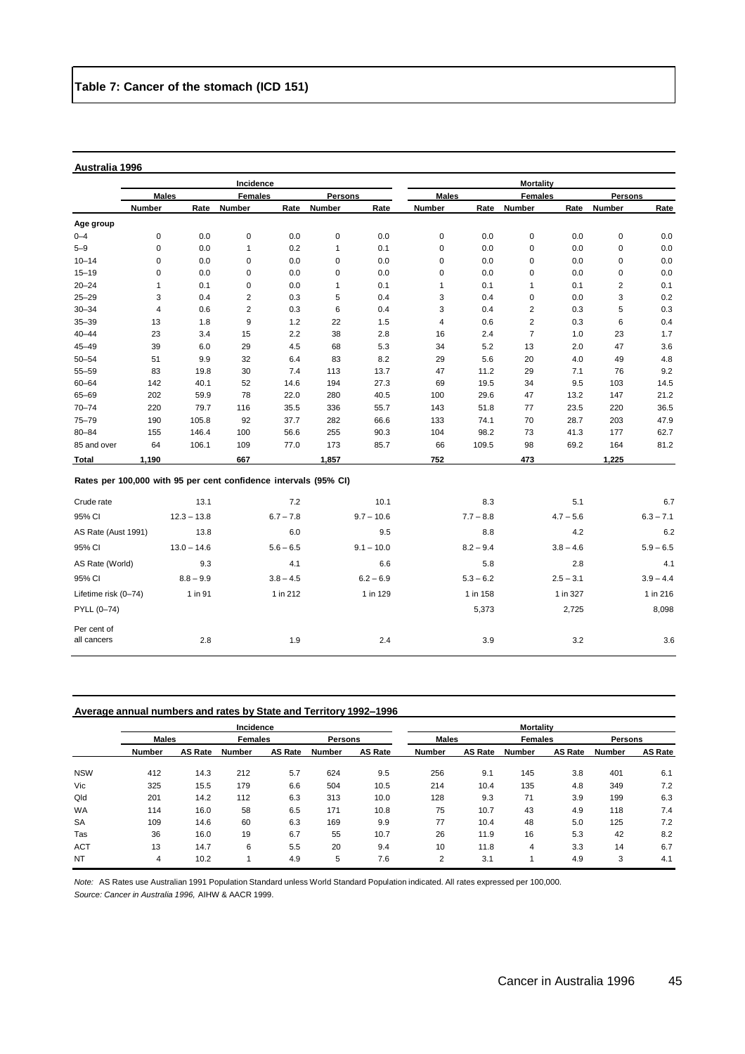# Table 7: Cancer of the stomach (ICD 151)

**Australia 1996**

| | Incidence | | | | | | Mortality | | | | | |
|---|---|---|---|---|---|---|---|---|---|---|---|---|
| | Males | | Females | | Persons | | Males | | Females | | Persons | |
| | Number | Rate | Number | Rate | Number | Rate | Number | Rate | Number | Rate | Number | Rate |
| **Age group** | | | | | | | | | | | | |
| 0–4 | 0 | 0.0 | 0 | 0.0 | 0 | 0.0 | 0 | 0.0 | 0 | 0.0 | 0 | 0.0 |
| 5–9 | 0 | 0.0 | 1 | 0.2 | 1 | 0.1 | 0 | 0.0 | 0 | 0.0 | 0 | 0.0 |
| 10–14 | 0 | 0.0 | 0 | 0.0 | 0 | 0.0 | 0 | 0.0 | 0 | 0.0 | 0 | 0.0 |
| 15–19 | 0 | 0.0 | 0 | 0.0 | 0 | 0.0 | 0 | 0.0 | 0 | 0.0 | 0 | 0.0 |
| 20–24 | 1 | 0.1 | 0 | 0.0 | 1 | 0.1 | 1 | 0.1 | 1 | 0.1 | 2 | 0.1 |
| 25–29 | 3 | 0.4 | 2 | 0.3 | 5 | 0.4 | 3 | 0.4 | 0 | 0.0 | 3 | 0.2 |
| 30–34 | 4 | 0.6 | 2 | 0.3 | 6 | 0.4 | 3 | 0.4 | 2 | 0.3 | 5 | 0.3 |
| 35–39 | 13 | 1.8 | 9 | 1.2 | 22 | 1.5 | 4 | 0.6 | 2 | 0.3 | 6 | 0.4 |
| 40–44 | 23 | 3.4 | 15 | 2.2 | 38 | 2.8 | 16 | 2.4 | 7 | 1.0 | 23 | 1.7 |
| 45–49 | 39 | 6.0 | 29 | 4.5 | 68 | 5.3 | 34 | 5.2 | 13 | 2.0 | 47 | 3.6 |
| 50–54 | 51 | 9.9 | 32 | 6.4 | 83 | 8.2 | 29 | 5.6 | 20 | 4.0 | 49 | 4.8 |
| 55–59 | 83 | 19.8 | 30 | 7.4 | 113 | 13.7 | 47 | 11.2 | 29 | 7.1 | 76 | 9.2 |
| 60–64 | 142 | 40.1 | 52 | 14.6 | 194 | 27.3 | 69 | 19.5 | 34 | 9.5 | 103 | 14.5 |
| 65–69 | 202 | 59.9 | 78 | 22.0 | 280 | 40.5 | 100 | 29.6 | 47 | 13.2 | 147 | 21.2 |
| 70–74 | 220 | 79.7 | 116 | 35.5 | 336 | 55.7 | 143 | 51.8 | 77 | 23.5 | 220 | 36.5 |
| 75–79 | 190 | 105.8 | 92 | 37.7 | 282 | 66.6 | 133 | 74.1 | 70 | 28.7 | 203 | 47.9 |
| 80–84 | 155 | 146.4 | 100 | 56.6 | 255 | 90.3 | 104 | 98.2 | 73 | 41.3 | 177 | 62.7 |
| 85 and over | 64 | 106.1 | 109 | 77.0 | 173 | 85.7 | 66 | 109.5 | 98 | 69.2 | 164 | 81.2 |
| **Total** | **1,190** | | **667** | | **1,857** | | **752** | | **473** | | **1,225** | |

**Rates per 100,000 with 95 per cent confidence intervals (95% CI)**

| | Incidence Males | Incidence Females | Incidence Persons | Mortality Males | Mortality Females | Mortality Persons |
|---|---|---|---|---|---|---|
| Crude rate | 13.1 | 7.2 | 10.1 | 8.3 | 5.1 | 6.7 |
| 95% CI | 12.3 – 13.8 | 6.7 – 7.8 | 9.7 – 10.6 | 7.7 – 8.8 | 4.7 – 5.6 | 6.3 – 7.1 |
| AS Rate (Aust 1991) | 13.8 | 6.0 | 9.5 | 8.8 | 4.2 | 6.2 |
| 95% CI | 13.0 – 14.6 | 5.6 – 6.5 | 9.1 – 10.0 | 8.2 – 9.4 | 3.8 – 4.6 | 5.9 – 6.5 |
| AS Rate (World) | 9.3 | 4.1 | 6.6 | 5.8 | 2.8 | 4.1 |
| 95% CI | 8.8 – 9.9 | 3.8 – 4.5 | 6.2 – 6.9 | 5.3 – 6.2 | 2.5 – 3.1 | 3.9 – 4.4 |
| Lifetime risk (0–74) | 1 in 91 | 1 in 212 | 1 in 129 | 1 in 158 | 1 in 327 | 1 in 216 |
| PYLL (0–74) | | | | 5,373 | 2,725 | 8,098 |
| Per cent of all cancers | 2.8 | 1.9 | 2.4 | 3.9 | 3.2 | 3.6 |

**Average annual numbers and rates by State and Territory 1992–1996**

| | Incidence | | | | | | Mortality | | | | | |
|---|---|---|---|---|---|---|---|---|---|---|---|---|
| | Males | | Females | | Persons | | Males | | Females | | Persons | |
| | Number | AS Rate | Number | AS Rate | Number | AS Rate | Number | AS Rate | Number | AS Rate | Number | AS Rate |
| NSW | 412 | 14.3 | 212 | 5.7 | 624 | 9.5 | 256 | 9.1 | 145 | 3.8 | 401 | 6.1 |
| Vic | 325 | 15.5 | 179 | 6.6 | 504 | 10.5 | 214 | 10.4 | 135 | 4.8 | 349 | 7.2 |
| Qld | 201 | 14.2 | 112 | 6.3 | 313 | 10.0 | 128 | 9.3 | 71 | 3.9 | 199 | 6.3 |
| WA | 114 | 16.0 | 58 | 6.5 | 171 | 10.8 | 75 | 10.7 | 43 | 4.9 | 118 | 7.4 |
| SA | 109 | 14.6 | 60 | 6.3 | 169 | 9.9 | 77 | 10.4 | 48 | 5.0 | 125 | 7.2 |
| Tas | 36 | 16.0 | 19 | 6.7 | 55 | 10.7 | 26 | 11.9 | 16 | 5.3 | 42 | 8.2 |
| ACT | 13 | 14.7 | 6 | 5.5 | 20 | 9.4 | 10 | 11.8 | 4 | 3.3 | 14 | 6.7 |
| NT | 4 | 10.2 | 1 | 4.9 | 5 | 7.6 | 2 | 3.1 | 1 | 4.9 | 3 | 4.1 |

*Note:* AS Rates use Australian 1991 Population Standard unless World Standard Population indicated. All rates expressed per 100,000.

*Source: Cancer in Australia 1996,* AIHW & AACR 1999.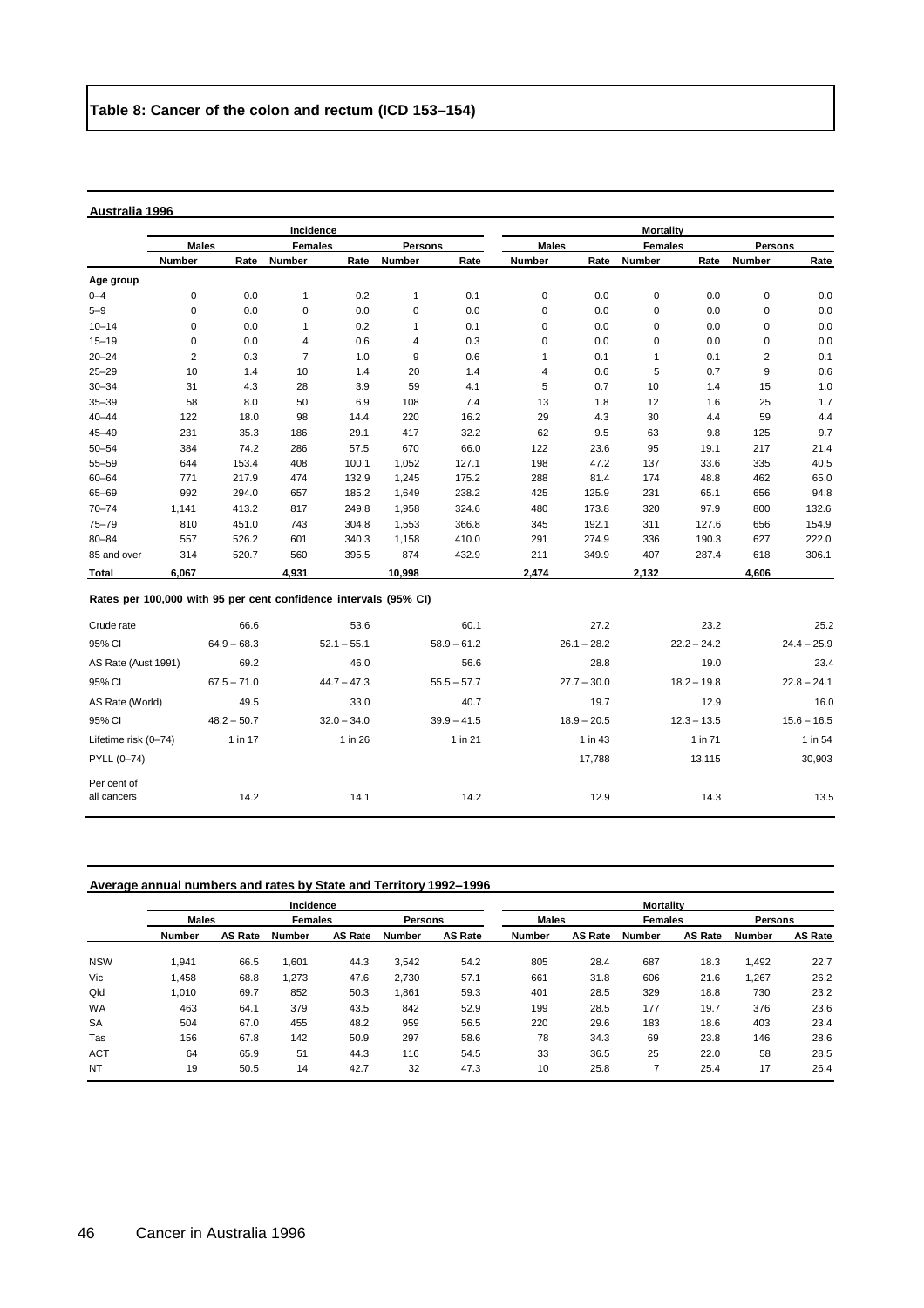# Table 8: Cancer of the colon and rectum (ICD 153–154)

## Australia 1996

| | Incidence | | | | | | Mortality | | | | | |
|---|---|---|---|---|---|---|---|---|---|---|---|---|
| | Males | | Females | | Persons | | Males | | Females | | Persons | |
| | Number | Rate | Number | Rate | Number | Rate | Number | Rate | Number | Rate | Number | Rate |
| **Age group** | | | | | | | | | | | | |
| 0–4 | 0 | 0.0 | 1 | 0.2 | 1 | 0.1 | 0 | 0.0 | 0 | 0.0 | 0 | 0.0 |
| 5–9 | 0 | 0.0 | 0 | 0.0 | 0 | 0.0 | 0 | 0.0 | 0 | 0.0 | 0 | 0.0 |
| 10–14 | 0 | 0.0 | 1 | 0.2 | 1 | 0.1 | 0 | 0.0 | 0 | 0.0 | 0 | 0.0 |
| 15–19 | 0 | 0.0 | 4 | 0.6 | 4 | 0.3 | 0 | 0.0 | 0 | 0.0 | 0 | 0.0 |
| 20–24 | 2 | 0.3 | 7 | 1.0 | 9 | 0.6 | 1 | 0.1 | 1 | 0.1 | 2 | 0.1 |
| 25–29 | 10 | 1.4 | 10 | 1.4 | 20 | 1.4 | 4 | 0.6 | 5 | 0.7 | 9 | 0.6 |
| 30–34 | 31 | 4.3 | 28 | 3.9 | 59 | 4.1 | 5 | 0.7 | 10 | 1.4 | 15 | 1.0 |
| 35–39 | 58 | 8.0 | 50 | 6.9 | 108 | 7.4 | 13 | 1.8 | 12 | 1.6 | 25 | 1.7 |
| 40–44 | 122 | 18.0 | 98 | 14.4 | 220 | 16.2 | 29 | 4.3 | 30 | 4.4 | 59 | 4.4 |
| 45–49 | 231 | 35.3 | 186 | 29.1 | 417 | 32.2 | 62 | 9.5 | 63 | 9.8 | 125 | 9.7 |
| 50–54 | 384 | 74.2 | 286 | 57.5 | 670 | 66.0 | 122 | 23.6 | 95 | 19.1 | 217 | 21.4 |
| 55–59 | 644 | 153.4 | 408 | 100.1 | 1,052 | 127.1 | 198 | 47.2 | 137 | 33.6 | 335 | 40.5 |
| 60–64 | 771 | 217.9 | 474 | 132.9 | 1,245 | 175.2 | 288 | 81.4 | 174 | 48.8 | 462 | 65.0 |
| 65–69 | 992 | 294.0 | 657 | 185.2 | 1,649 | 238.2 | 425 | 125.9 | 231 | 65.1 | 656 | 94.8 |
| 70–74 | 1,141 | 413.2 | 817 | 249.8 | 1,958 | 324.6 | 480 | 173.8 | 320 | 97.9 | 800 | 132.6 |
| 75–79 | 810 | 451.0 | 743 | 304.8 | 1,553 | 366.8 | 345 | 192.1 | 311 | 127.6 | 656 | 154.9 |
| 80–84 | 557 | 526.2 | 601 | 340.3 | 1,158 | 410.0 | 291 | 274.9 | 336 | 190.3 | 627 | 222.0 |
| 85 and over | 314 | 520.7 | 560 | 395.5 | 874 | 432.9 | 211 | 349.9 | 407 | 287.4 | 618 | 306.1 |
| **Total** | **6,067** | | **4,931** | | **10,998** | | **2,474** | | **2,132** | | **4,606** | |

**Rates per 100,000 with 95 per cent confidence intervals (95% CI)**

| | Incidence Males | Incidence Females | Incidence Persons | Mortality Males | Mortality Females | Mortality Persons |
|---|---|---|---|---|---|---|
| Crude rate | 66.6 | 53.6 | 60.1 | 27.2 | 23.2 | 25.2 |
| 95% CI | 64.9 – 68.3 | 52.1 – 55.1 | 58.9 – 61.2 | 26.1 – 28.2 | 22.2 – 24.2 | 24.4 – 25.9 |
| AS Rate (Aust 1991) | 69.2 | 46.0 | 56.6 | 28.8 | 19.0 | 23.4 |
| 95% CI | 67.5 – 71.0 | 44.7 – 47.3 | 55.5 – 57.7 | 27.7 – 30.0 | 18.2 – 19.8 | 22.8 – 24.1 |
| AS Rate (World) | 49.5 | 33.0 | 40.7 | 19.7 | 12.9 | 16.0 |
| 95% CI | 48.2 – 50.7 | 32.0 – 34.0 | 39.9 – 41.5 | 18.9 – 20.5 | 12.3 – 13.5 | 15.6 – 16.5 |
| Lifetime risk (0–74) | 1 in 17 | 1 in 26 | 1 in 21 | 1 in 43 | 1 in 71 | 1 in 54 |
| PYLL (0–74) | | | | 17,788 | 13,115 | 30,903 |
| Per cent of all cancers | 14.2 | 14.1 | 14.2 | 12.9 | 14.3 | 13.5 |

## Average annual numbers and rates by State and Territory 1992–1996

| | Incidence | | | | | | Mortality | | | | | |
|---|---|---|---|---|---|---|---|---|---|---|---|---|
| | Males | | Females | | Persons | | Males | | Females | | Persons | |
| | Number | AS Rate | Number | AS Rate | Number | AS Rate | Number | AS Rate | Number | AS Rate | Number | AS Rate |
| NSW | 1,941 | 66.5 | 1,601 | 44.3 | 3,542 | 54.2 | 805 | 28.4 | 687 | 18.3 | 1,492 | 22.7 |
| Vic | 1,458 | 68.8 | 1,273 | 47.6 | 2,730 | 57.1 | 661 | 31.8 | 606 | 21.6 | 1,267 | 26.2 |
| Qld | 1,010 | 69.7 | 852 | 50.3 | 1,861 | 59.3 | 401 | 28.5 | 329 | 18.8 | 730 | 23.2 |
| WA | 463 | 64.1 | 379 | 43.5 | 842 | 52.9 | 199 | 28.5 | 177 | 19.7 | 376 | 23.6 |
| SA | 504 | 67.0 | 455 | 48.2 | 959 | 56.5 | 220 | 29.6 | 183 | 18.6 | 403 | 23.4 |
| Tas | 156 | 67.8 | 142 | 50.9 | 297 | 58.6 | 78 | 34.3 | 69 | 23.8 | 146 | 28.6 |
| ACT | 64 | 65.9 | 51 | 44.3 | 116 | 54.5 | 33 | 36.5 | 25 | 22.0 | 58 | 28.5 |
| NT | 19 | 50.5 | 14 | 42.7 | 32 | 47.3 | 10 | 25.8 | 7 | 25.4 | 17 | 26.4 |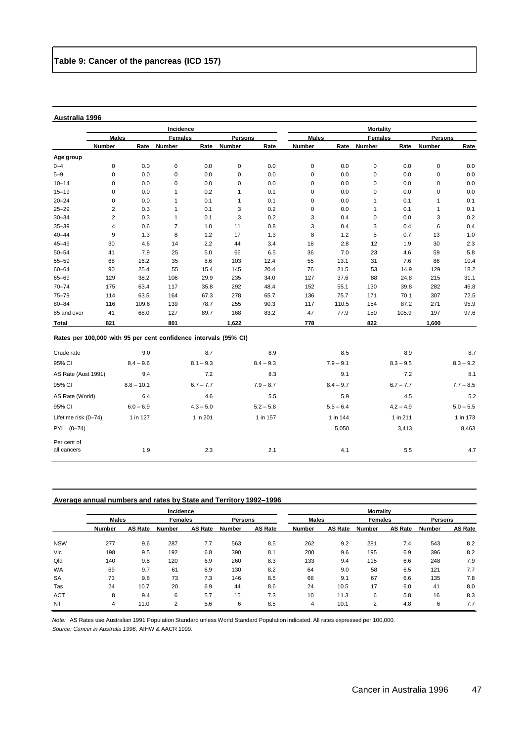# Table 9: Cancer of the pancreas (ICD 157)

**Australia 1996**

| | Incidence | | | | | | Mortality | | | | | |
|---|---|---|---|---|---|---|---|---|---|---|---|---|
| | Males | | Females | | Persons | | Males | | Females | | Persons | |
| | Number | Rate | Number | Rate | Number | Rate | Number | Rate | Number | Rate | Number | Rate |
| **Age group** | | | | | | | | | | | | |
| 0–4 | 0 | 0.0 | 0 | 0.0 | 0 | 0.0 | 0 | 0.0 | 0 | 0.0 | 0 | 0.0 |
| 5–9 | 0 | 0.0 | 0 | 0.0 | 0 | 0.0 | 0 | 0.0 | 0 | 0.0 | 0 | 0.0 |
| 10–14 | 0 | 0.0 | 0 | 0.0 | 0 | 0.0 | 0 | 0.0 | 0 | 0.0 | 0 | 0.0 |
| 15–19 | 0 | 0.0 | 1 | 0.2 | 1 | 0.1 | 0 | 0.0 | 0 | 0.0 | 0 | 0.0 |
| 20–24 | 0 | 0.0 | 1 | 0.1 | 1 | 0.1 | 0 | 0.0 | 1 | 0.1 | 1 | 0.1 |
| 25–29 | 2 | 0.3 | 1 | 0.1 | 3 | 0.2 | 0 | 0.0 | 1 | 0.1 | 1 | 0.1 |
| 30–34 | 2 | 0.3 | 1 | 0.1 | 3 | 0.2 | 3 | 0.4 | 0 | 0.0 | 3 | 0.2 |
| 35–39 | 4 | 0.6 | 7 | 1.0 | 11 | 0.8 | 3 | 0.4 | 3 | 0.4 | 6 | 0.4 |
| 40–44 | 9 | 1.3 | 8 | 1.2 | 17 | 1.3 | 8 | 1.2 | 5 | 0.7 | 13 | 1.0 |
| 45–49 | 30 | 4.6 | 14 | 2.2 | 44 | 3.4 | 18 | 2.8 | 12 | 1.9 | 30 | 2.3 |
| 50–54 | 41 | 7.9 | 25 | 5.0 | 66 | 6.5 | 36 | 7.0 | 23 | 4.6 | 59 | 5.8 |
| 55–59 | 68 | 16.2 | 35 | 8.6 | 103 | 12.4 | 55 | 13.1 | 31 | 7.6 | 86 | 10.4 |
| 60–64 | 90 | 25.4 | 55 | 15.4 | 145 | 20.4 | 76 | 21.5 | 53 | 14.9 | 129 | 18.2 |
| 65–69 | 129 | 38.2 | 106 | 29.9 | 235 | 34.0 | 127 | 37.6 | 88 | 24.8 | 215 | 31.1 |
| 70–74 | 175 | 63.4 | 117 | 35.8 | 292 | 48.4 | 152 | 55.1 | 130 | 39.8 | 282 | 46.8 |
| 75–79 | 114 | 63.5 | 164 | 67.3 | 278 | 65.7 | 136 | 75.7 | 171 | 70.1 | 307 | 72.5 |
| 80–84 | 116 | 109.6 | 139 | 78.7 | 255 | 90.3 | 117 | 110.5 | 154 | 87.2 | 271 | 95.9 |
| 85 and over | 41 | 68.0 | 127 | 89.7 | 168 | 83.2 | 47 | 77.9 | 150 | 105.9 | 197 | 97.6 |
| **Total** | **821** | | **801** | | **1,622** | | **778** | | **822** | | **1,600** | |

**Rates per 100,000 with 95 per cent confidence intervals (95% CI)**

| | Incidence Males | Incidence Females | Incidence Persons | Mortality Males | Mortality Females | Mortality Persons |
|---|---|---|---|---|---|---|
| Crude rate | 9.0 | 8.7 | 8.9 | 8.5 | 8.9 | 8.7 |
| 95% CI | 8.4 – 9.6 | 8.1 – 9.3 | 8.4 – 9.3 | 7.9 – 9.1 | 8.3 – 9.5 | 8.3 – 9.2 |
| AS Rate (Aust 1991) | 9.4 | 7.2 | 8.3 | 9.1 | 7.2 | 8.1 |
| 95% CI | 8.8 – 10.1 | 6.7 – 7.7 | 7.9 – 8.7 | 8.4 – 9.7 | 6.7 – 7.7 | 7.7 – 8.5 |
| AS Rate (World) | 6.4 | 4.6 | 5.5 | 5.9 | 4.5 | 5.2 |
| 95% CI | 6.0 – 6.9 | 4.3 – 5.0 | 5.2 – 5.8 | 5.5 – 6.4 | 4.2 – 4.9 | 5.0 – 5.5 |
| Lifetime risk (0–74) | 1 in 127 | 1 in 201 | 1 in 157 | 1 in 144 | 1 in 211 | 1 in 173 |
| PYLL (0–74) | | | | 5,050 | 3,413 | 8,463 |
| Per cent of all cancers | 1.9 | 2.3 | 2.1 | 4.1 | 5.5 | 4.7 |

**Average annual numbers and rates by State and Territory 1992–1996**

| | Incidence | | | | | | Mortality | | | | | |
|---|---|---|---|---|---|---|---|---|---|---|---|---|
| | Males | | Females | | Persons | | Males | | Females | | Persons | |
| | Number | AS Rate | Number | AS Rate | Number | AS Rate | Number | AS Rate | Number | AS Rate | Number | AS Rate |
| NSW | 277 | 9.6 | 287 | 7.7 | 563 | 8.5 | 262 | 9.2 | 281 | 7.4 | 543 | 8.2 |
| Vic | 198 | 9.5 | 192 | 6.8 | 390 | 8.1 | 200 | 9.6 | 195 | 6.9 | 396 | 8.2 |
| Qld | 140 | 9.8 | 120 | 6.9 | 260 | 8.3 | 133 | 9.4 | 115 | 6.6 | 248 | 7.9 |
| WA | 69 | 9.7 | 61 | 6.9 | 130 | 8.2 | 64 | 9.0 | 58 | 6.5 | 121 | 7.7 |
| SA | 73 | 9.8 | 73 | 7.3 | 146 | 8.5 | 68 | 9.1 | 67 | 6.6 | 135 | 7.8 |
| Tas | 24 | 10.7 | 20 | 6.9 | 44 | 8.6 | 24 | 10.5 | 17 | 6.0 | 41 | 8.0 |
| ACT | 8 | 9.4 | 6 | 5.7 | 15 | 7.3 | 10 | 11.3 | 6 | 5.8 | 16 | 8.3 |
| NT | 4 | 11.0 | 2 | 5.6 | 6 | 8.5 | 4 | 10.1 | 2 | 4.8 | 6 | 7.7 |

*Note:* AS Rates use Australian 1991 Population Standard unless World Standard Population indicated. All rates expressed per 100,000.

*Source: Cancer in Australia 1996,* AIHW & AACR 1999.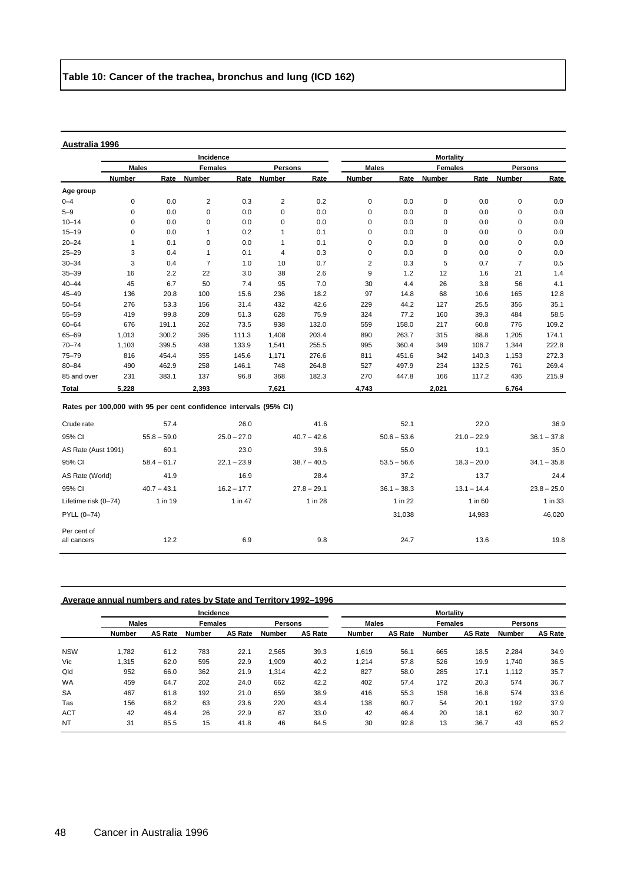# Table 10: Cancer of the trachea, bronchus and lung (ICD 162)

**Australia 1996**

| | Incidence | | | | | | Mortality | | | | | |
|---|---|---|---|---|---|---|---|---|---|---|---|---|
| | Males | | Females | | Persons | | Males | | Females | | Persons | |
| | Number | Rate | Number | Rate | Number | Rate | Number | Rate | Number | Rate | Number | Rate |
| **Age group** | | | | | | | | | | | | |
| 0–4 | 0 | 0.0 | 2 | 0.3 | 2 | 0.2 | 0 | 0.0 | 0 | 0.0 | 0 | 0.0 |
| 5–9 | 0 | 0.0 | 0 | 0.0 | 0 | 0.0 | 0 | 0.0 | 0 | 0.0 | 0 | 0.0 |
| 10–14 | 0 | 0.0 | 0 | 0.0 | 0 | 0.0 | 0 | 0.0 | 0 | 0.0 | 0 | 0.0 |
| 15–19 | 0 | 0.0 | 1 | 0.2 | 1 | 0.1 | 0 | 0.0 | 0 | 0.0 | 0 | 0.0 |
| 20–24 | 1 | 0.1 | 0 | 0.0 | 1 | 0.1 | 0 | 0.0 | 0 | 0.0 | 0 | 0.0 |
| 25–29 | 3 | 0.4 | 1 | 0.1 | 4 | 0.3 | 0 | 0.0 | 0 | 0.0 | 0 | 0.0 |
| 30–34 | 3 | 0.4 | 7 | 1.0 | 10 | 0.7 | 2 | 0.3 | 5 | 0.7 | 7 | 0.5 |
| 35–39 | 16 | 2.2 | 22 | 3.0 | 38 | 2.6 | 9 | 1.2 | 12 | 1.6 | 21 | 1.4 |
| 40–44 | 45 | 6.7 | 50 | 7.4 | 95 | 7.0 | 30 | 4.4 | 26 | 3.8 | 56 | 4.1 |
| 45–49 | 136 | 20.8 | 100 | 15.6 | 236 | 18.2 | 97 | 14.8 | 68 | 10.6 | 165 | 12.8 |
| 50–54 | 276 | 53.3 | 156 | 31.4 | 432 | 42.6 | 229 | 44.2 | 127 | 25.5 | 356 | 35.1 |
| 55–59 | 419 | 99.8 | 209 | 51.3 | 628 | 75.9 | 324 | 77.2 | 160 | 39.3 | 484 | 58.5 |
| 60–64 | 676 | 191.1 | 262 | 73.5 | 938 | 132.0 | 559 | 158.0 | 217 | 60.8 | 776 | 109.2 |
| 65–69 | 1,013 | 300.2 | 395 | 111.3 | 1,408 | 203.4 | 890 | 263.7 | 315 | 88.8 | 1,205 | 174.1 |
| 70–74 | 1,103 | 399.5 | 438 | 133.9 | 1,541 | 255.5 | 995 | 360.4 | 349 | 106.7 | 1,344 | 222.8 |
| 75–79 | 816 | 454.4 | 355 | 145.6 | 1,171 | 276.6 | 811 | 451.6 | 342 | 140.3 | 1,153 | 272.3 |
| 80–84 | 490 | 462.9 | 258 | 146.1 | 748 | 264.8 | 527 | 497.9 | 234 | 132.5 | 761 | 269.4 |
| 85 and over | 231 | 383.1 | 137 | 96.8 | 368 | 182.3 | 270 | 447.8 | 166 | 117.2 | 436 | 215.9 |
| **Total** | **5,228** | | **2,393** | | **7,621** | | **4,743** | | **2,021** | | **6,764** | |

**Rates per 100,000 with 95 per cent confidence intervals (95% CI)**

| | Incidence Males | Incidence Females | Incidence Persons | Mortality Males | Mortality Females | Mortality Persons |
|---|---|---|---|---|---|---|
| Crude rate | 57.4 | 26.0 | 41.6 | 52.1 | 22.0 | 36.9 |
| 95% CI | 55.8 – 59.0 | 25.0 – 27.0 | 40.7 – 42.6 | 50.6 – 53.6 | 21.0 – 22.9 | 36.1 – 37.8 |
| AS Rate (Aust 1991) | 60.1 | 23.0 | 39.6 | 55.0 | 19.1 | 35.0 |
| 95% CI | 58.4 – 61.7 | 22.1 – 23.9 | 38.7 – 40.5 | 53.5 – 56.6 | 18.3 – 20.0 | 34.1 – 35.8 |
| AS Rate (World) | 41.9 | 16.9 | 28.4 | 37.2 | 13.7 | 24.4 |
| 95% CI | 40.7 – 43.1 | 16.2 – 17.7 | 27.8 – 29.1 | 36.1 – 38.3 | 13.1 – 14.4 | 23.8 – 25.0 |
| Lifetime risk (0–74) | 1 in 19 | 1 in 47 | 1 in 28 | 1 in 22 | 1 in 60 | 1 in 33 |
| PYLL (0–74) | | | | 31,038 | 14,983 | 46,020 |
| Per cent of all cancers | 12.2 | 6.9 | 9.8 | 24.7 | 13.6 | 19.8 |

**Average annual numbers and rates by State and Territory 1992–1996**

| | Incidence | | | | | | Mortality | | | | | |
|---|---|---|---|---|---|---|---|---|---|---|---|---|
| | Males | | Females | | Persons | | Males | | Females | | Persons | |
| | Number | AS Rate | Number | AS Rate | Number | AS Rate | Number | AS Rate | Number | AS Rate | Number | AS Rate |
| NSW | 1,782 | 61.2 | 783 | 22.1 | 2,565 | 39.3 | 1,619 | 56.1 | 665 | 18.5 | 2,284 | 34.9 |
| Vic | 1,315 | 62.0 | 595 | 22.9 | 1,909 | 40.2 | 1,214 | 57.8 | 526 | 19.9 | 1,740 | 36.5 |
| Qld | 952 | 66.0 | 362 | 21.9 | 1,314 | 42.2 | 827 | 58.0 | 285 | 17.1 | 1,112 | 35.7 |
| WA | 459 | 64.7 | 202 | 24.0 | 662 | 42.2 | 402 | 57.4 | 172 | 20.3 | 574 | 36.7 |
| SA | 467 | 61.8 | 192 | 21.0 | 659 | 38.9 | 416 | 55.3 | 158 | 16.8 | 574 | 33.6 |
| Tas | 156 | 68.2 | 63 | 23.6 | 220 | 43.4 | 138 | 60.7 | 54 | 20.1 | 192 | 37.9 |
| ACT | 42 | 46.4 | 26 | 22.9 | 67 | 33.0 | 42 | 46.4 | 20 | 18.1 | 62 | 30.7 |
| NT | 31 | 85.5 | 15 | 41.8 | 46 | 64.5 | 30 | 92.8 | 13 | 36.7 | 43 | 65.2 |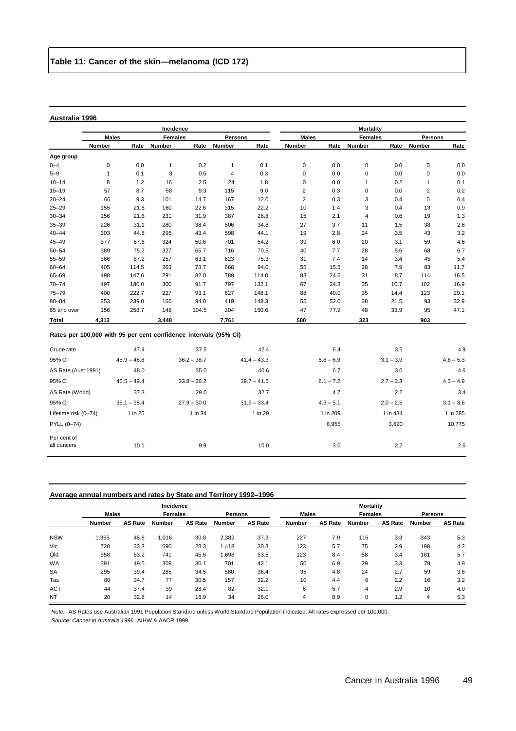## Table 11: Cancer of the skin—melanoma (ICD 172)

**Australia 1996**

| | Incidence | | | | | | Mortality | | | | | |
|---|---|---|---|---|---|---|---|---|---|---|---|---|
| | Males | | Females | | Persons | | Males | | Females | | Persons | |
| | Number | Rate | Number | Rate | Number | Rate | Number | Rate | Number | Rate | Number | Rate |
| **Age group** | | | | | | | | | | | | |
| 0–4 | 0 | 0.0 | 1 | 0.2 | 1 | 0.1 | 0 | 0.0 | 0 | 0.0 | 0 | 0.0 |
| 5–9 | 1 | 0.1 | 3 | 0.5 | 4 | 0.3 | 0 | 0.0 | 0 | 0.0 | 0 | 0.0 |
| 10–14 | 8 | 1.2 | 16 | 2.5 | 24 | 1.8 | 0 | 0.0 | 1 | 0.2 | 1 | 0.1 |
| 15–19 | 57 | 8.7 | 58 | 9.3 | 115 | 9.0 | 2 | 0.3 | 0 | 0.0 | 2 | 0.2 |
| 20–24 | 66 | 9.3 | 101 | 14.7 | 167 | 12.0 | 2 | 0.3 | 3 | 0.4 | 5 | 0.4 |
| 25–29 | 155 | 21.8 | 160 | 22.6 | 315 | 22.2 | 10 | 1.4 | 3 | 0.4 | 13 | 0.9 |
| 30–34 | 156 | 21.6 | 231 | 31.9 | 387 | 26.8 | 15 | 2.1 | 4 | 0.6 | 19 | 1.3 |
| 35–39 | 226 | 31.1 | 280 | 38.4 | 506 | 34.8 | 27 | 3.7 | 11 | 1.5 | 38 | 2.6 |
| 40–44 | 303 | 44.8 | 295 | 43.4 | 598 | 44.1 | 19 | 2.8 | 24 | 3.5 | 43 | 3.2 |
| 45–49 | 377 | 57.6 | 324 | 50.6 | 701 | 54.2 | 39 | 6.0 | 20 | 3.1 | 59 | 4.6 |
| 50–54 | 389 | 75.2 | 327 | 65.7 | 716 | 70.5 | 40 | 7.7 | 28 | 5.6 | 68 | 6.7 |
| 55–59 | 366 | 87.2 | 257 | 63.1 | 623 | 75.3 | 31 | 7.4 | 14 | 3.4 | 45 | 5.4 |
| 60–64 | 405 | 114.5 | 263 | 73.7 | 668 | 94.0 | 55 | 15.5 | 28 | 7.9 | 83 | 11.7 |
| 65–69 | 498 | 147.6 | 291 | 82.0 | 789 | 114.0 | 83 | 24.6 | 31 | 8.7 | 114 | 16.5 |
| 70–74 | 497 | 180.0 | 300 | 91.7 | 797 | 132.1 | 67 | 24.3 | 35 | 10.7 | 102 | 16.9 |
| 75–79 | 400 | 222.7 | 227 | 93.1 | 627 | 148.1 | 88 | 49.0 | 35 | 14.4 | 123 | 29.1 |
| 80–84 | 253 | 239.0 | 166 | 94.0 | 419 | 148.3 | 55 | 52.0 | 38 | 21.5 | 93 | 32.9 |
| 85 and over | 156 | 258.7 | 148 | 104.5 | 304 | 150.6 | 47 | 77.9 | 48 | 33.9 | 95 | 47.1 |
| **Total** | **4,313** | | **3,448** | | **7,761** | | **580** | | **323** | | **903** | |

**Rates per 100,000 with 95 per cent confidence intervals (95% CI)**

| | Incidence Males | Incidence Females | Incidence Persons | Mortality Males | Mortality Females | Mortality Persons |
|---|---|---|---|---|---|---|
| Crude rate | 47.4 | 37.5 | 42.4 | 6.4 | 3.5 | 4.9 |
| 95% CI | 45.9 – 48.8 | 36.2 – 38.7 | 41.4 – 43.3 | 5.8 – 6.9 | 3.1 – 3.9 | 4.6 – 5.3 |
| AS Rate (Aust 1991) | 48.0 | 35.0 | 40.6 | 6.7 | 3.0 | 4.6 |
| 95% CI | 46.5 – 49.4 | 33.8 – 36.2 | 39.7 – 41.5 | 6.1 – 7.2 | 2.7 – 3.3 | 4.3 – 4.9 |
| AS Rate (World) | 37.3 | 29.0 | 32.7 | 4.7 | 2.2 | 3.4 |
| 95% CI | 36.1 – 38.4 | 27.9 – 30.0 | 31.9 – 33.4 | 4.3 – 5.1 | 2.0 – 2.5 | 3.1 – 3.6 |
| Lifetime risk (0–74) | 1 in 25 | 1 in 34 | 1 in 29 | 1 in 209 | 1 in 434 | 1 in 285 |
| PYLL (0–74) | | | | 6,955 | 3,820 | 10,775 |
| Per cent of all cancers | 10.1 | 9.9 | 10.0 | 3.0 | 2.2 | 2.6 |

**Average annual numbers and rates by State and Territory 1992–1996**

| | Incidence | | | | | | Mortality | | | | | |
|---|---|---|---|---|---|---|---|---|---|---|---|---|
| | Males | | Females | | Persons | | Males | | Females | | Persons | |
| | Number | AS Rate | Number | AS Rate | Number | AS Rate | Number | AS Rate | Number | AS Rate | Number | AS Rate |
| NSW | 1,365 | 45.8 | 1,016 | 30.8 | 2,382 | 37.3 | 227 | 7.9 | 116 | 3.3 | 343 | 5.3 |
| Vic | 728 | 33.3 | 690 | 28.3 | 1,418 | 30.3 | 123 | 5.7 | 75 | 2.9 | 198 | 4.2 |
| Qld | 958 | 63.2 | 741 | 45.6 | 1,698 | 53.5 | 123 | 8.4 | 58 | 3.4 | 181 | 5.7 |
| WA | 391 | 49.5 | 309 | 36.1 | 701 | 42.1 | 50 | 6.9 | 29 | 3.3 | 79 | 4.9 |
| SA | 295 | 39.4 | 285 | 34.5 | 580 | 36.4 | 35 | 4.8 | 24 | 2.7 | 59 | 3.6 |
| Tas | 80 | 34.7 | 77 | 30.5 | 157 | 32.2 | 10 | 4.4 | 6 | 2.2 | 16 | 3.2 |
| ACT | 44 | 37.4 | 39 | 28.4 | 82 | 32.1 | 6 | 5.7 | 4 | 2.9 | 10 | 4.0 |
| NT | 20 | 32.8 | 14 | 18.9 | 34 | 26.0 | 4 | 8.9 | 0 | 1.2 | 4 | 5.3 |

*Note:* AS Rates use Australian 1991 Population Standard unless World Standard Population indicated. All rates expressed per 100,000.

*Source: Cancer in Australia 1996,* AIHW & AACR 1999.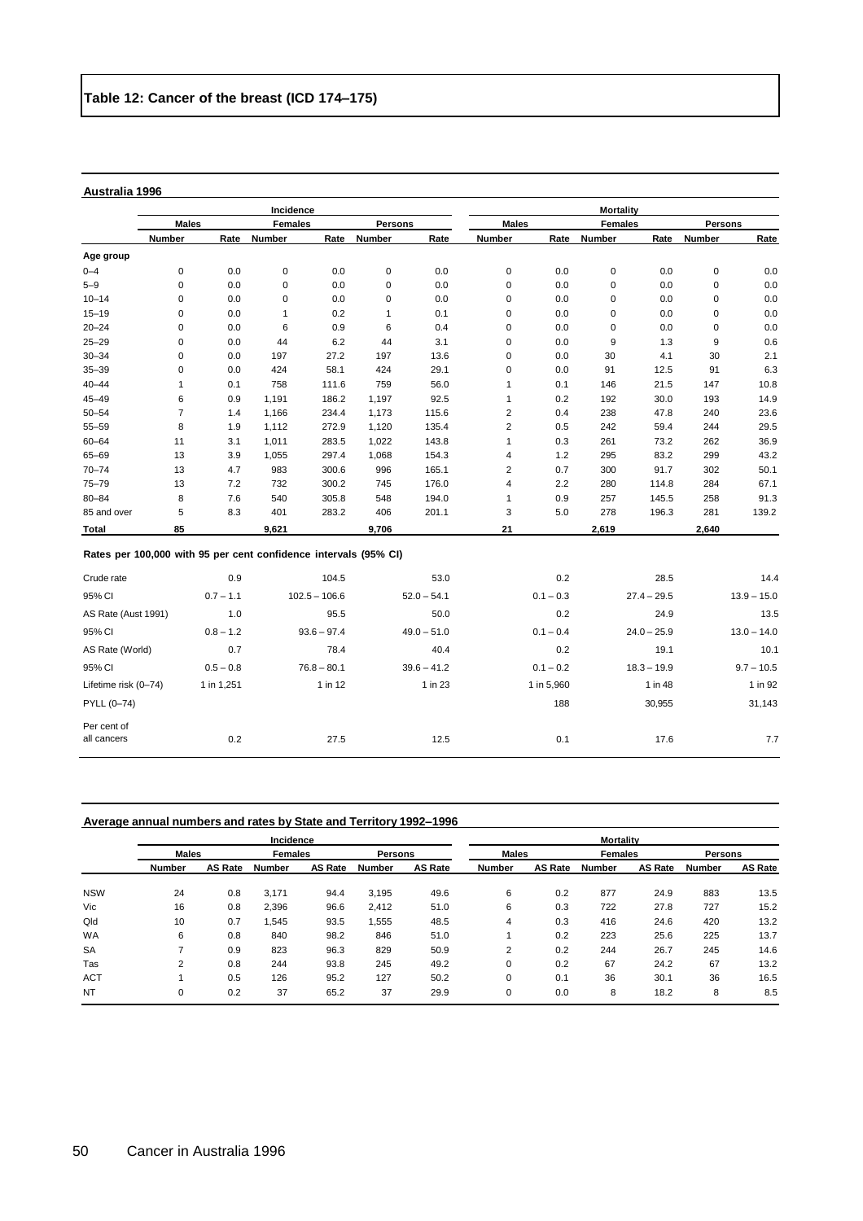## Table 12: Cancer of the breast (ICD 174–175)

**Australia 1996**

| | Incidence | | | | | | Mortality | | | | | |
|---|---|---|---|---|---|---|---|---|---|---|---|---|
| | Males | | Females | | Persons | | Males | | Females | | Persons | |
| | Number | Rate | Number | Rate | Number | Rate | Number | Rate | Number | Rate | Number | Rate |
| **Age group** | | | | | | | | | | | | |
| 0–4 | 0 | 0.0 | 0 | 0.0 | 0 | 0.0 | 0 | 0.0 | 0 | 0.0 | 0 | 0.0 |
| 5–9 | 0 | 0.0 | 0 | 0.0 | 0 | 0.0 | 0 | 0.0 | 0 | 0.0 | 0 | 0.0 |
| 10–14 | 0 | 0.0 | 0 | 0.0 | 0 | 0.0 | 0 | 0.0 | 0 | 0.0 | 0 | 0.0 |
| 15–19 | 0 | 0.0 | 1 | 0.2 | 1 | 0.1 | 0 | 0.0 | 0 | 0.0 | 0 | 0.0 |
| 20–24 | 0 | 0.0 | 6 | 0.9 | 6 | 0.4 | 0 | 0.0 | 0 | 0.0 | 0 | 0.0 |
| 25–29 | 0 | 0.0 | 44 | 6.2 | 44 | 3.1 | 0 | 0.0 | 9 | 1.3 | 9 | 0.6 |
| 30–34 | 0 | 0.0 | 197 | 27.2 | 197 | 13.6 | 0 | 0.0 | 30 | 4.1 | 30 | 2.1 |
| 35–39 | 0 | 0.0 | 424 | 58.1 | 424 | 29.1 | 0 | 0.0 | 91 | 12.5 | 91 | 6.3 |
| 40–44 | 1 | 0.1 | 758 | 111.6 | 759 | 56.0 | 1 | 0.1 | 146 | 21.5 | 147 | 10.8 |
| 45–49 | 6 | 0.9 | 1,191 | 186.2 | 1,197 | 92.5 | 1 | 0.2 | 192 | 30.0 | 193 | 14.9 |
| 50–54 | 7 | 1.4 | 1,166 | 234.4 | 1,173 | 115.6 | 2 | 0.4 | 238 | 47.8 | 240 | 23.6 |
| 55–59 | 8 | 1.9 | 1,112 | 272.9 | 1,120 | 135.4 | 2 | 0.5 | 242 | 59.4 | 244 | 29.5 |
| 60–64 | 11 | 3.1 | 1,011 | 283.5 | 1,022 | 143.8 | 1 | 0.3 | 261 | 73.2 | 262 | 36.9 |
| 65–69 | 13 | 3.9 | 1,055 | 297.4 | 1,068 | 154.3 | 4 | 1.2 | 295 | 83.2 | 299 | 43.2 |
| 70–74 | 13 | 4.7 | 983 | 300.6 | 996 | 165.1 | 2 | 0.7 | 300 | 91.7 | 302 | 50.1 |
| 75–79 | 13 | 7.2 | 732 | 300.2 | 745 | 176.0 | 4 | 2.2 | 280 | 114.8 | 284 | 67.1 |
| 80–84 | 8 | 7.6 | 540 | 305.8 | 548 | 194.0 | 1 | 0.9 | 257 | 145.5 | 258 | 91.3 |
| 85 and over | 5 | 8.3 | 401 | 283.2 | 406 | 201.1 | 3 | 5.0 | 278 | 196.3 | 281 | 139.2 |
| **Total** | **85** | | **9,621** | | **9,706** | | **21** | | **2,619** | | **2,640** | |

**Rates per 100,000 with 95 per cent confidence intervals (95% CI)**

| | Incidence Males | Incidence Females | Incidence Persons | Mortality Males | Mortality Females | Mortality Persons |
|---|---|---|---|---|---|---|
| Crude rate | 0.9 | 104.5 | 53.0 | 0.2 | 28.5 | 14.4 |
| 95% CI | 0.7 – 1.1 | 102.5 – 106.6 | 52.0 – 54.1 | 0.1 – 0.3 | 27.4 – 29.5 | 13.9 – 15.0 |
| AS Rate (Aust 1991) | 1.0 | 95.5 | 50.0 | 0.2 | 24.9 | 13.5 |
| 95% CI | 0.8 – 1.2 | 93.6 – 97.4 | 49.0 – 51.0 | 0.1 – 0.4 | 24.0 – 25.9 | 13.0 – 14.0 |
| AS Rate (World) | 0.7 | 78.4 | 40.4 | 0.2 | 19.1 | 10.1 |
| 95% CI | 0.5 – 0.8 | 76.8 – 80.1 | 39.6 – 41.2 | 0.1 – 0.2 | 18.3 – 19.9 | 9.7 – 10.5 |
| Lifetime risk (0–74) | 1 in 1,251 | 1 in 12 | 1 in 23 | 1 in 5,960 | 1 in 48 | 1 in 92 |
| PYLL (0–74) | | | | 188 | 30,955 | 31,143 |
| Per cent of all cancers | 0.2 | 27.5 | 12.5 | 0.1 | 17.6 | 7.7 |

**Average annual numbers and rates by State and Territory 1992–1996**

| | Incidence | | | | | | Mortality | | | | | |
|---|---|---|---|---|---|---|---|---|---|---|---|---|
| | Males | | Females | | Persons | | Males | | Females | | Persons | |
| | Number | AS Rate | Number | AS Rate | Number | AS Rate | Number | AS Rate | Number | AS Rate | Number | AS Rate |
| NSW | 24 | 0.8 | 3,171 | 94.4 | 3,195 | 49.6 | 6 | 0.2 | 877 | 24.9 | 883 | 13.5 |
| Vic | 16 | 0.8 | 2,396 | 96.6 | 2,412 | 51.0 | 6 | 0.3 | 722 | 27.8 | 727 | 15.2 |
| Qld | 10 | 0.7 | 1,545 | 93.5 | 1,555 | 48.5 | 4 | 0.3 | 416 | 24.6 | 420 | 13.2 |
| WA | 6 | 0.8 | 840 | 98.2 | 846 | 51.0 | 1 | 0.2 | 223 | 25.6 | 225 | 13.7 |
| SA | 7 | 0.9 | 823 | 96.3 | 829 | 50.9 | 2 | 0.2 | 244 | 26.7 | 245 | 14.6 |
| Tas | 2 | 0.8 | 244 | 93.8 | 245 | 49.2 | 0 | 0.2 | 67 | 24.2 | 67 | 13.2 |
| ACT | 1 | 0.5 | 126 | 95.2 | 127 | 50.2 | 0 | 0.1 | 36 | 30.1 | 36 | 16.5 |
| NT | 0 | 0.2 | 37 | 65.2 | 37 | 29.9 | 0 | 0.0 | 8 | 18.2 | 8 | 8.5 |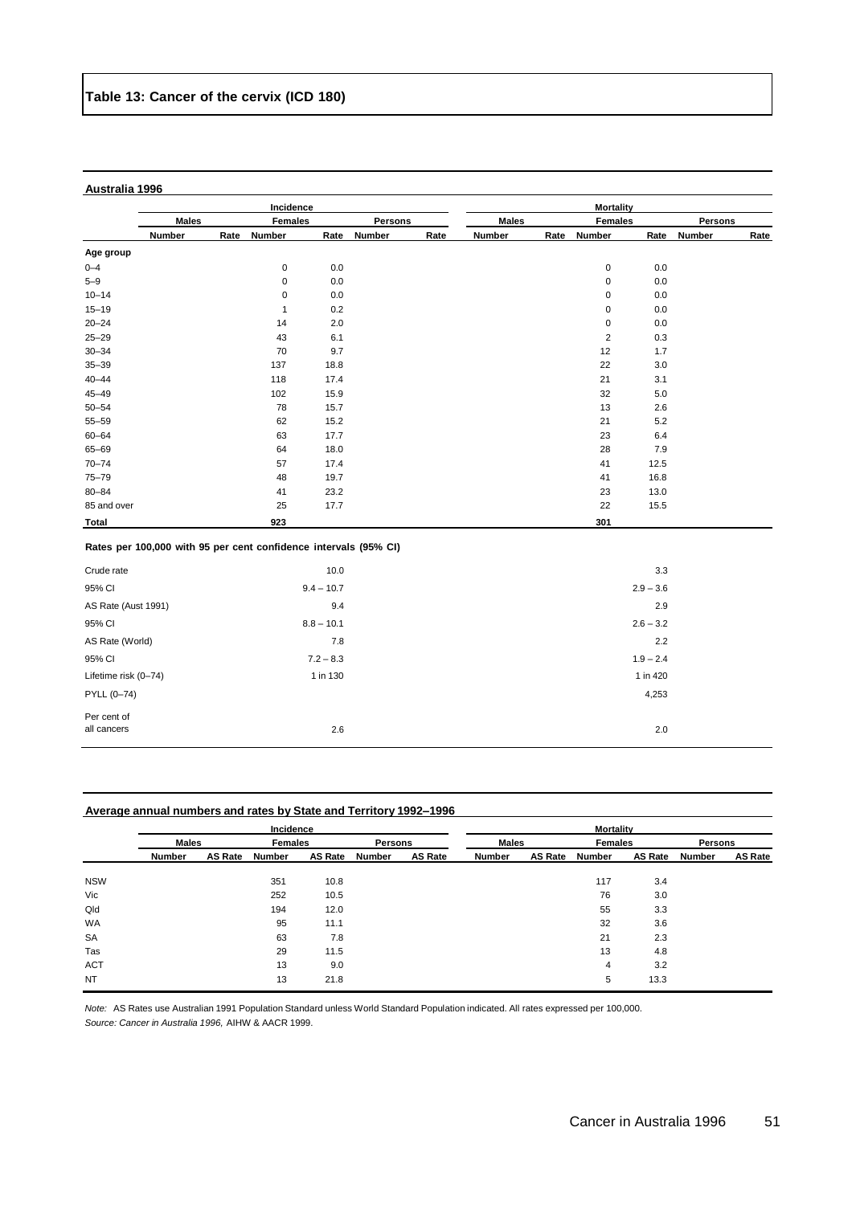# Table 13: Cancer of the cervix (ICD 180)

**Australia 1996**

| | Incidence | | | | | | Mortality | | | | | |
|---|---|---|---|---|---|---|---|---|---|---|---|---|
| | Males | | Females | | Persons | | Males | | Females | | Persons | |
| | Number | Rate | Number | Rate | Number | Rate | Number | Rate | Number | Rate | Number | Rate |
| **Age group** | | | | | | | | | | | | |
| 0–4 | | | 0 | 0.0 | | | | | 0 | 0.0 | | |
| 5–9 | | | 0 | 0.0 | | | | | 0 | 0.0 | | |
| 10–14 | | | 0 | 0.0 | | | | | 0 | 0.0 | | |
| 15–19 | | | 1 | 0.2 | | | | | 0 | 0.0 | | |
| 20–24 | | | 14 | 2.0 | | | | | 0 | 0.0 | | |
| 25–29 | | | 43 | 6.1 | | | | | 2 | 0.3 | | |
| 30–34 | | | 70 | 9.7 | | | | | 12 | 1.7 | | |
| 35–39 | | | 137 | 18.8 | | | | | 22 | 3.0 | | |
| 40–44 | | | 118 | 17.4 | | | | | 21 | 3.1 | | |
| 45–49 | | | 102 | 15.9 | | | | | 32 | 5.0 | | |
| 50–54 | | | 78 | 15.7 | | | | | 13 | 2.6 | | |
| 55–59 | | | 62 | 15.2 | | | | | 21 | 5.2 | | |
| 60–64 | | | 63 | 17.7 | | | | | 23 | 6.4 | | |
| 65–69 | | | 64 | 18.0 | | | | | 28 | 7.9 | | |
| 70–74 | | | 57 | 17.4 | | | | | 41 | 12.5 | | |
| 75–79 | | | 48 | 19.7 | | | | | 41 | 16.8 | | |
| 80–84 | | | 41 | 23.2 | | | | | 23 | 13.0 | | |
| 85 and over | | | 25 | 17.7 | | | | | 22 | 15.5 | | |
| **Total** | | | **923** | | | | | | **301** | | | |

**Rates per 100,000 with 95 per cent confidence intervals (95% CI)**

| | Incidence Females | Mortality Females |
|---|---|---|
| Crude rate | 10.0 | 3.3 |
| 95% CI | 9.4 – 10.7 | 2.9 – 3.6 |
| AS Rate (Aust 1991) | 9.4 | 2.9 |
| 95% CI | 8.8 – 10.1 | 2.6 – 3.2 |
| AS Rate (World) | 7.8 | 2.2 |
| 95% CI | 7.2 – 8.3 | 1.9 – 2.4 |
| Lifetime risk (0–74) | 1 in 130 | 1 in 420 |
| PYLL (0–74) | | 4,253 |
| Per cent of all cancers | 2.6 | 2.0 |

**Average annual numbers and rates by State and Territory 1992–1996**

| | Incidence | | | | | | Mortality | | | | | |
|---|---|---|---|---|---|---|---|---|---|---|---|---|
| | Males | | Females | | Persons | | Males | | Females | | Persons | |
| | Number | AS Rate | Number | AS Rate | Number | AS Rate | Number | AS Rate | Number | AS Rate | Number | AS Rate |
| NSW | | | 351 | 10.8 | | | | | 117 | 3.4 | | |
| Vic | | | 252 | 10.5 | | | | | 76 | 3.0 | | |
| Qld | | | 194 | 12.0 | | | | | 55 | 3.3 | | |
| WA | | | 95 | 11.1 | | | | | 32 | 3.6 | | |
| SA | | | 63 | 7.8 | | | | | 21 | 2.3 | | |
| Tas | | | 29 | 11.5 | | | | | 13 | 4.8 | | |
| ACT | | | 13 | 9.0 | | | | | 4 | 3.2 | | |
| NT | | | 13 | 21.8 | | | | | 5 | 13.3 | | |

*Note:* AS Rates use Australian 1991 Population Standard unless World Standard Population indicated. All rates expressed per 100,000.

*Source: Cancer in Australia 1996,* AIHW & AACR 1999.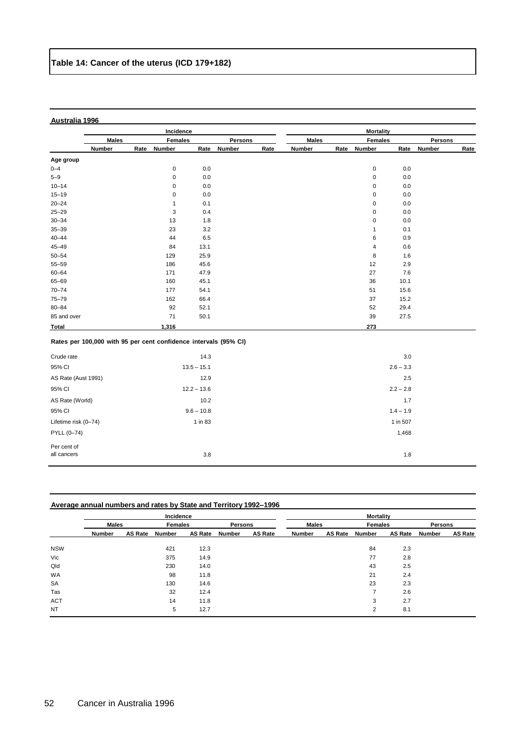# Table 14: Cancer of the uterus (ICD 179+182)

**Australia 1996**

| | Incidence | | | | | | Mortality | | | | | |
|---|---|---|---|---|---|---|---|---|---|---|---|---|
| | Males | | Females | | Persons | | Males | | Females | | Persons | |
| | Number | Rate | Number | Rate | Number | Rate | Number | Rate | Number | Rate | Number | Rate |
| **Age group** | | | | | | | | | | | | |
| 0–4 | | | 0 | 0.0 | | | | | 0 | 0.0 | | |
| 5–9 | | | 0 | 0.0 | | | | | 0 | 0.0 | | |
| 10–14 | | | 0 | 0.0 | | | | | 0 | 0.0 | | |
| 15–19 | | | 0 | 0.0 | | | | | 0 | 0.0 | | |
| 20–24 | | | 1 | 0.1 | | | | | 0 | 0.0 | | |
| 25–29 | | | 3 | 0.4 | | | | | 0 | 0.0 | | |
| 30–34 | | | 13 | 1.8 | | | | | 0 | 0.0 | | |
| 35–39 | | | 23 | 3.2 | | | | | 1 | 0.1 | | |
| 40–44 | | | 44 | 6.5 | | | | | 6 | 0.9 | | |
| 45–49 | | | 84 | 13.1 | | | | | 4 | 0.6 | | |
| 50–54 | | | 129 | 25.9 | | | | | 8 | 1.6 | | |
| 55–59 | | | 186 | 45.6 | | | | | 12 | 2.9 | | |
| 60–64 | | | 171 | 47.9 | | | | | 27 | 7.6 | | |
| 65–69 | | | 160 | 45.1 | | | | | 36 | 10.1 | | |
| 70–74 | | | 177 | 54.1 | | | | | 51 | 15.6 | | |
| 75–79 | | | 162 | 66.4 | | | | | 37 | 15.2 | | |
| 80–84 | | | 92 | 52.1 | | | | | 52 | 29.4 | | |
| 85 and over | | | 71 | 50.1 | | | | | 39 | 27.5 | | |
| **Total** | | | **1,316** | | | | | | **273** | | | |

**Rates per 100,000 with 95 per cent confidence intervals (95% CI)**

| | Incidence (Females) | Mortality (Females) |
|---|---|---|
| Crude rate | 14.3 | 3.0 |
| 95% CI | 13.5 – 15.1 | 2.6 – 3.3 |
| AS Rate (Aust 1991) | 12.9 | 2.5 |
| 95% CI | 12.2 – 13.6 | 2.2 – 2.8 |
| AS Rate (World) | 10.2 | 1.7 |
| 95% CI | 9.6 – 10.8 | 1.4 – 1.9 |
| Lifetime risk (0–74) | 1 in 83 | 1 in 507 |
| PYLL (0–74) | | 1,468 |
| Per cent of all cancers | 3.8 | 1.8 |

**Average annual numbers and rates by State and Territory 1992–1996**

| | Incidence | | | | | | Mortality | | | | | |
|---|---|---|---|---|---|---|---|---|---|---|---|---|
| | Males | | Females | | Persons | | Males | | Females | | Persons | |
| | Number | AS Rate | Number | AS Rate | Number | AS Rate | Number | AS Rate | Number | AS Rate | Number | AS Rate |
| NSW | | | 421 | 12.3 | | | | | 84 | 2.3 | | |
| Vic | | | 375 | 14.9 | | | | | 77 | 2.8 | | |
| Qld | | | 230 | 14.0 | | | | | 43 | 2.5 | | |
| WA | | | 98 | 11.8 | | | | | 21 | 2.4 | | |
| SA | | | 130 | 14.6 | | | | | 23 | 2.3 | | |
| Tas | | | 32 | 12.4 | | | | | 7 | 2.6 | | |
| ACT | | | 14 | 11.8 | | | | | 3 | 2.7 | | |
| NT | | | 5 | 12.7 | | | | | 2 | 8.1 | | |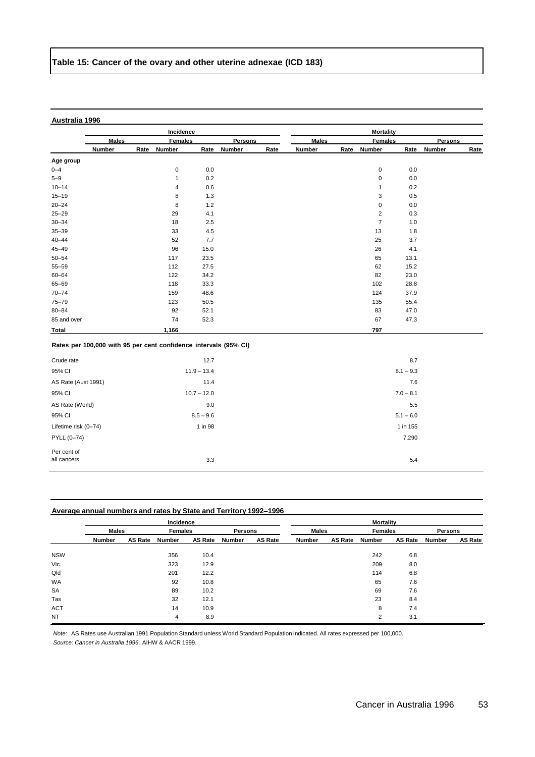## Table 15: Cancer of the ovary and other uterine adnexae (ICD 183)

**Australia 1996**

| | Incidence | | | | | | Mortality | | | | | |
|---|---|---|---|---|---|---|---|---|---|---|---|---|
| | Males | | Females | | Persons | | Males | | Females | | Persons | |
| | Number | Rate | Number | Rate | Number | Rate | Number | Rate | Number | Rate | Number | Rate |
| **Age group** | | | | | | | | | | | | |
| 0–4 | | | 0 | 0.0 | | | | | 0 | 0.0 | | |
| 5–9 | | | 1 | 0.2 | | | | | 0 | 0.0 | | |
| 10–14 | | | 4 | 0.6 | | | | | 1 | 0.2 | | |
| 15–19 | | | 8 | 1.3 | | | | | 3 | 0.5 | | |
| 20–24 | | | 8 | 1.2 | | | | | 0 | 0.0 | | |
| 25–29 | | | 29 | 4.1 | | | | | 2 | 0.3 | | |
| 30–34 | | | 18 | 2.5 | | | | | 7 | 1.0 | | |
| 35–39 | | | 33 | 4.5 | | | | | 13 | 1.8 | | |
| 40–44 | | | 52 | 7.7 | | | | | 25 | 3.7 | | |
| 45–49 | | | 96 | 15.0 | | | | | 26 | 4.1 | | |
| 50–54 | | | 117 | 23.5 | | | | | 65 | 13.1 | | |
| 55–59 | | | 112 | 27.5 | | | | | 62 | 15.2 | | |
| 60–64 | | | 122 | 34.2 | | | | | 82 | 23.0 | | |
| 65–69 | | | 118 | 33.3 | | | | | 102 | 28.8 | | |
| 70–74 | | | 159 | 48.6 | | | | | 124 | 37.9 | | |
| 75–79 | | | 123 | 50.5 | | | | | 135 | 55.4 | | |
| 80–84 | | | 92 | 52.1 | | | | | 83 | 47.0 | | |
| 85 and over | | | 74 | 52.3 | | | | | 67 | 47.3 | | |
| **Total** | | | **1,166** | | | | | | **797** | | | |

**Rates per 100,000 with 95 per cent confidence intervals (95% CI)**

| | Incidence | Mortality |
|---|---|---|
| Crude rate | 12.7 | 8.7 |
| 95% CI | 11.9 – 13.4 | 8.1 – 9.3 |
| AS Rate (Aust 1991) | 11.4 | 7.6 |
| 95% CI | 10.7 – 12.0 | 7.0 – 8.1 |
| AS Rate (World) | 9.0 | 5.5 |
| 95% CI | 8.5 – 9.6 | 5.1 – 6.0 |
| Lifetime risk (0–74) | 1 in 98 | 1 in 155 |
| PYLL (0–74) | | 7,290 |
| Per cent of all cancers | 3.3 | 5.4 |

**Average annual numbers and rates by State and Territory 1992–1996**

| | Incidence | | | | | | Mortality | | | | | |
|---|---|---|---|---|---|---|---|---|---|---|---|---|
| | Males | | Females | | Persons | | Males | | Females | | Persons | |
| | Number | AS Rate | Number | AS Rate | Number | AS Rate | Number | AS Rate | Number | AS Rate | Number | AS Rate |
| NSW | | | 356 | 10.4 | | | | | 242 | 6.8 | | |
| Vic | | | 323 | 12.9 | | | | | 209 | 8.0 | | |
| Qld | | | 201 | 12.2 | | | | | 114 | 6.8 | | |
| WA | | | 92 | 10.8 | | | | | 65 | 7.6 | | |
| SA | | | 89 | 10.2 | | | | | 69 | 7.6 | | |
| Tas | | | 32 | 12.1 | | | | | 23 | 8.4 | | |
| ACT | | | 14 | 10.9 | | | | | 8 | 7.4 | | |
| NT | | | 4 | 8.9 | | | | | 2 | 3.1 | | |

*Note:* AS Rates use Australian 1991 Population Standard unless World Standard Population indicated. All rates expressed per 100,000.

*Source: Cancer in Australia 1996,* AIHW & AACR 1999.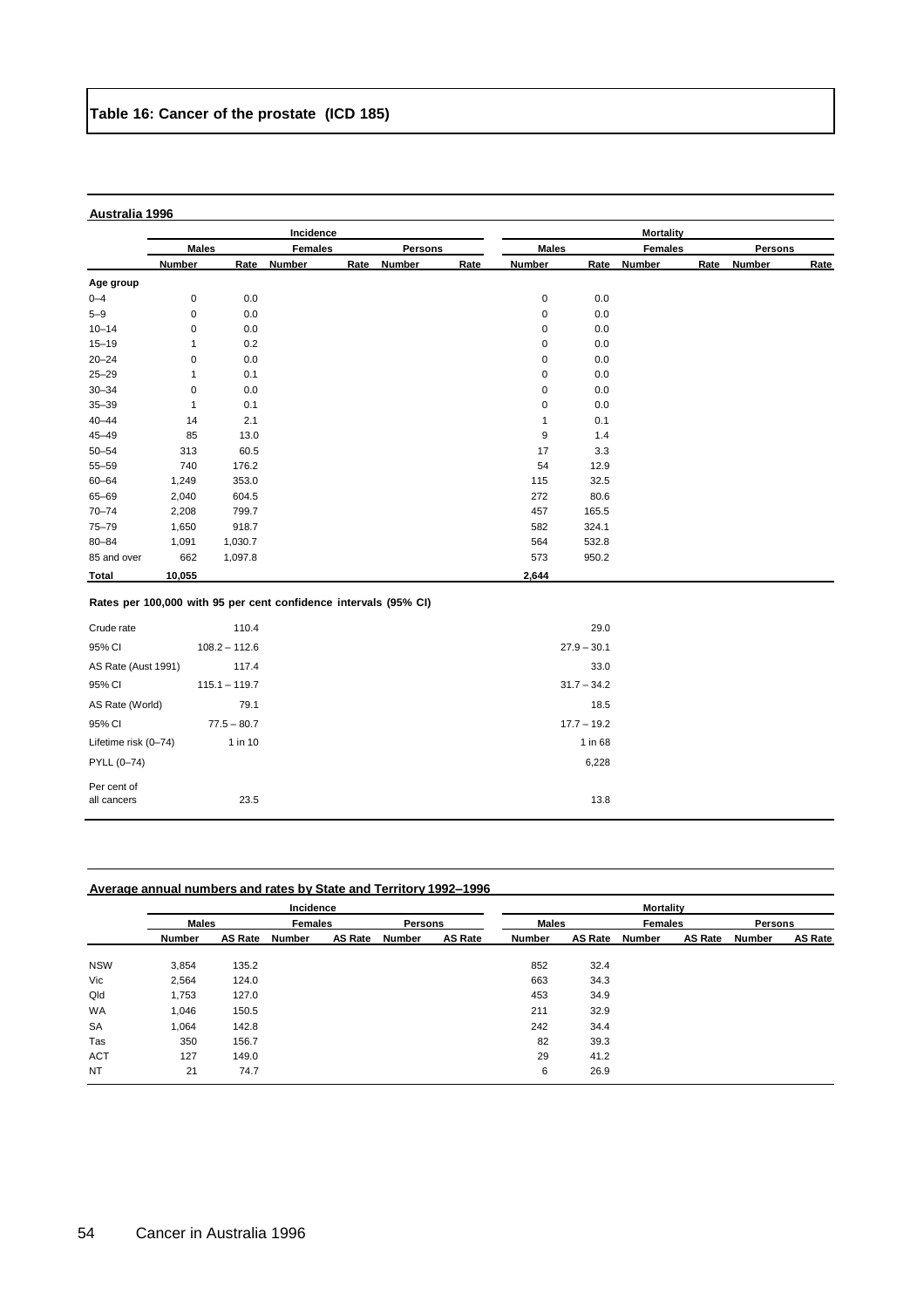## Table 16: Cancer of the prostate (ICD 185)

**Australia 1996**

| | Incidence | | | | | | Mortality | | | | | |
|---|---|---|---|---|---|---|---|---|---|---|---|---|
| | Males | | Females | | Persons | | Males | | Females | | Persons | |
| | Number | Rate | Number | Rate | Number | Rate | Number | Rate | Number | Rate | Number | Rate |
| **Age group** | | | | | | | | | | | | |
| 0–4 | 0 | 0.0 | | | | | 0 | 0.0 | | | | |
| 5–9 | 0 | 0.0 | | | | | 0 | 0.0 | | | | |
| 10–14 | 0 | 0.0 | | | | | 0 | 0.0 | | | | |
| 15–19 | 1 | 0.2 | | | | | 0 | 0.0 | | | | |
| 20–24 | 0 | 0.0 | | | | | 0 | 0.0 | | | | |
| 25–29 | 1 | 0.1 | | | | | 0 | 0.0 | | | | |
| 30–34 | 0 | 0.0 | | | | | 0 | 0.0 | | | | |
| 35–39 | 1 | 0.1 | | | | | 0 | 0.0 | | | | |
| 40–44 | 14 | 2.1 | | | | | 1 | 0.1 | | | | |
| 45–49 | 85 | 13.0 | | | | | 9 | 1.4 | | | | |
| 50–54 | 313 | 60.5 | | | | | 17 | 3.3 | | | | |
| 55–59 | 740 | 176.2 | | | | | 54 | 12.9 | | | | |
| 60–64 | 1,249 | 353.0 | | | | | 115 | 32.5 | | | | |
| 65–69 | 2,040 | 604.5 | | | | | 272 | 80.6 | | | | |
| 70–74 | 2,208 | 799.7 | | | | | 457 | 165.5 | | | | |
| 75–79 | 1,650 | 918.7 | | | | | 582 | 324.1 | | | | |
| 80–84 | 1,091 | 1,030.7 | | | | | 564 | 532.8 | | | | |
| 85 and over | 662 | 1,097.8 | | | | | 573 | 950.2 | | | | |
| **Total** | **10,055** | | | | | | **2,644** | | | | | |

**Rates per 100,000 with 95 per cent confidence intervals (95% CI)**

| | Incidence Males | Mortality Males |
|---|---|---|
| Crude rate | 110.4 | 29.0 |
| 95% CI | 108.2 – 112.6 | 27.9 – 30.1 |
| AS Rate (Aust 1991) | 117.4 | 33.0 |
| 95% CI | 115.1 – 119.7 | 31.7 – 34.2 |
| AS Rate (World) | 79.1 | 18.5 |
| 95% CI | 77.5 – 80.7 | 17.7 – 19.2 |
| Lifetime risk (0–74) | 1 in 10 | 1 in 68 |
| PYLL (0–74) | | 6,228 |
| Per cent of all cancers | 23.5 | 13.8 |

**Average annual numbers and rates by State and Territory 1992–1996**

| | Incidence | | | | | | Mortality | | | | | |
|---|---|---|---|---|---|---|---|---|---|---|---|---|
| | Males | | Females | | Persons | | Males | | Females | | Persons | |
| | Number | AS Rate | Number | AS Rate | Number | AS Rate | Number | AS Rate | Number | AS Rate | Number | AS Rate |
| NSW | 3,854 | 135.2 | | | | | 852 | 32.4 | | | | |
| Vic | 2,564 | 124.0 | | | | | 663 | 34.3 | | | | |
| Qld | 1,753 | 127.0 | | | | | 453 | 34.9 | | | | |
| WA | 1,046 | 150.5 | | | | | 211 | 32.9 | | | | |
| SA | 1,064 | 142.8 | | | | | 242 | 34.4 | | | | |
| Tas | 350 | 156.7 | | | | | 82 | 39.3 | | | | |
| ACT | 127 | 149.0 | | | | | 29 | 41.2 | | | | |
| NT | 21 | 74.7 | | | | | 6 | 26.9 | | | | |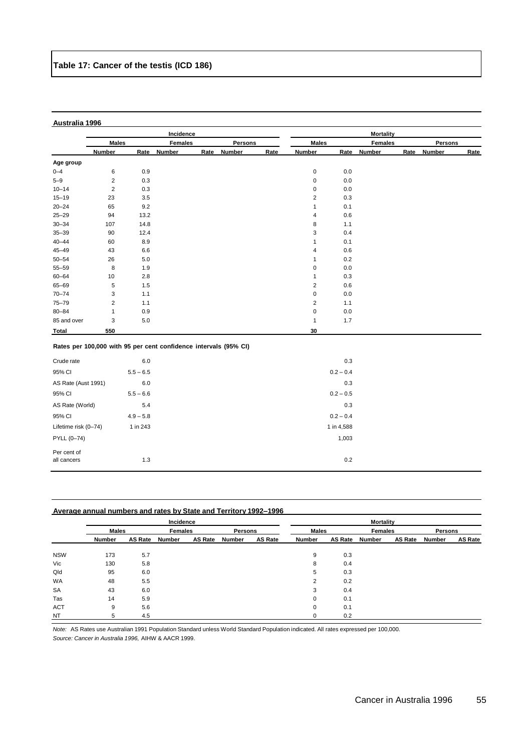# Table 17: Cancer of the testis (ICD 186)

**Australia 1996**

| | Incidence | | | | | | Mortality | | | | | |
|---|---|---|---|---|---|---|---|---|---|---|---|---|
| | Males | | Females | | Persons | | Males | | Females | | Persons | |
| | Number | Rate | Number | Rate | Number | Rate | Number | Rate | Number | Rate | Number | Rate |
| **Age group** | | | | | | | | | | | | |
| 0–4 | 6 | 0.9 | | | | | 0 | 0.0 | | | | |
| 5–9 | 2 | 0.3 | | | | | 0 | 0.0 | | | | |
| 10–14 | 2 | 0.3 | | | | | 0 | 0.0 | | | | |
| 15–19 | 23 | 3.5 | | | | | 2 | 0.3 | | | | |
| 20–24 | 65 | 9.2 | | | | | 1 | 0.1 | | | | |
| 25–29 | 94 | 13.2 | | | | | 4 | 0.6 | | | | |
| 30–34 | 107 | 14.8 | | | | | 8 | 1.1 | | | | |
| 35–39 | 90 | 12.4 | | | | | 3 | 0.4 | | | | |
| 40–44 | 60 | 8.9 | | | | | 1 | 0.1 | | | | |
| 45–49 | 43 | 6.6 | | | | | 4 | 0.6 | | | | |
| 50–54 | 26 | 5.0 | | | | | 1 | 0.2 | | | | |
| 55–59 | 8 | 1.9 | | | | | 0 | 0.0 | | | | |
| 60–64 | 10 | 2.8 | | | | | 1 | 0.3 | | | | |
| 65–69 | 5 | 1.5 | | | | | 2 | 0.6 | | | | |
| 70–74 | 3 | 1.1 | | | | | 0 | 0.0 | | | | |
| 75–79 | 2 | 1.1 | | | | | 2 | 1.1 | | | | |
| 80–84 | 1 | 0.9 | | | | | 0 | 0.0 | | | | |
| 85 and over | 3 | 5.0 | | | | | 1 | 1.7 | | | | |
| **Total** | **550** | | | | | | **30** | | | | | |

**Rates per 100,000 with 95 per cent confidence intervals (95% CI)**

| | Incidence Males | Mortality Males |
|---|---|---|
| Crude rate | 6.0 | 0.3 |
| 95% CI | 5.5 – 6.5 | 0.2 – 0.4 |
| AS Rate (Aust 1991) | 6.0 | 0.3 |
| 95% CI | 5.5 – 6.6 | 0.2 – 0.5 |
| AS Rate (World) | 5.4 | 0.3 |
| 95% CI | 4.9 – 5.8 | 0.2 – 0.4 |
| Lifetime risk (0–74) | 1 in 243 | 1 in 4,588 |
| PYLL (0–74) | | 1,003 |
| Per cent of all cancers | 1.3 | 0.2 |

**Average annual numbers and rates by State and Territory 1992–1996**

| | Incidence | | | | | | Mortality | | | | | |
|---|---|---|---|---|---|---|---|---|---|---|---|---|
| | Males | | Females | | Persons | | Males | | Females | | Persons | |
| | Number | AS Rate | Number | AS Rate | Number | AS Rate | Number | AS Rate | Number | AS Rate | Number | AS Rate |
| NSW | 173 | 5.7 | | | | | 9 | 0.3 | | | | |
| Vic | 130 | 5.8 | | | | | 8 | 0.4 | | | | |
| Qld | 95 | 6.0 | | | | | 5 | 0.3 | | | | |
| WA | 48 | 5.5 | | | | | 2 | 0.2 | | | | |
| SA | 43 | 6.0 | | | | | 3 | 0.4 | | | | |
| Tas | 14 | 5.9 | | | | | 0 | 0.1 | | | | |
| ACT | 9 | 5.6 | | | | | 0 | 0.1 | | | | |
| NT | 5 | 4.5 | | | | | 0 | 0.2 | | | | |

*Note:* AS Rates use Australian 1991 Population Standard unless World Standard Population indicated. All rates expressed per 100,000.

*Source: Cancer in Australia 1996,* AIHW & AACR 1999.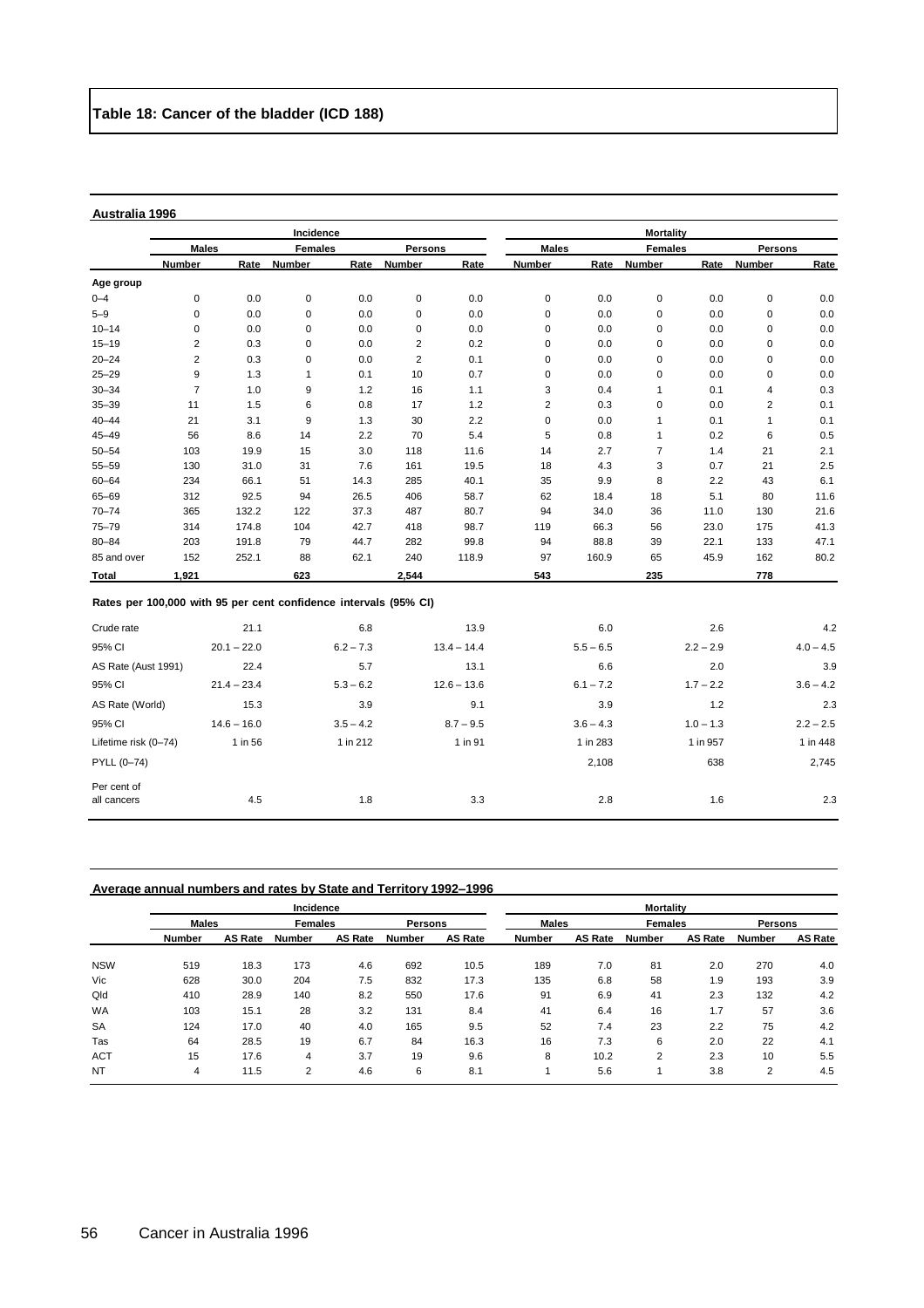# Table 18: Cancer of the bladder (ICD 188)

**Australia 1996**

| | Incidence | | | | | | Mortality | | | | | |
|---|---|---|---|---|---|---|---|---|---|---|---|---|
| | Males | | Females | | Persons | | Males | | Females | | Persons | |
| | Number | Rate | Number | Rate | Number | Rate | Number | Rate | Number | Rate | Number | Rate |
| **Age group** | | | | | | | | | | | | |
| 0–4 | 0 | 0.0 | 0 | 0.0 | 0 | 0.0 | 0 | 0.0 | 0 | 0.0 | 0 | 0.0 |
| 5–9 | 0 | 0.0 | 0 | 0.0 | 0 | 0.0 | 0 | 0.0 | 0 | 0.0 | 0 | 0.0 |
| 10–14 | 0 | 0.0 | 0 | 0.0 | 0 | 0.0 | 0 | 0.0 | 0 | 0.0 | 0 | 0.0 |
| 15–19 | 2 | 0.3 | 0 | 0.0 | 2 | 0.2 | 0 | 0.0 | 0 | 0.0 | 0 | 0.0 |
| 20–24 | 2 | 0.3 | 0 | 0.0 | 2 | 0.1 | 0 | 0.0 | 0 | 0.0 | 0 | 0.0 |
| 25–29 | 9 | 1.3 | 1 | 0.1 | 10 | 0.7 | 0 | 0.0 | 0 | 0.0 | 0 | 0.0 |
| 30–34 | 7 | 1.0 | 9 | 1.2 | 16 | 1.1 | 3 | 0.4 | 1 | 0.1 | 4 | 0.3 |
| 35–39 | 11 | 1.5 | 6 | 0.8 | 17 | 1.2 | 2 | 0.3 | 0 | 0.0 | 2 | 0.1 |
| 40–44 | 21 | 3.1 | 9 | 1.3 | 30 | 2.2 | 0 | 0.0 | 1 | 0.1 | 1 | 0.1 |
| 45–49 | 56 | 8.6 | 14 | 2.2 | 70 | 5.4 | 5 | 0.8 | 1 | 0.2 | 6 | 0.5 |
| 50–54 | 103 | 19.9 | 15 | 3.0 | 118 | 11.6 | 14 | 2.7 | 7 | 1.4 | 21 | 2.1 |
| 55–59 | 130 | 31.0 | 31 | 7.6 | 161 | 19.5 | 18 | 4.3 | 3 | 0.7 | 21 | 2.5 |
| 60–64 | 234 | 66.1 | 51 | 14.3 | 285 | 40.1 | 35 | 9.9 | 8 | 2.2 | 43 | 6.1 |
| 65–69 | 312 | 92.5 | 94 | 26.5 | 406 | 58.7 | 62 | 18.4 | 18 | 5.1 | 80 | 11.6 |
| 70–74 | 365 | 132.2 | 122 | 37.3 | 487 | 80.7 | 94 | 34.0 | 36 | 11.0 | 130 | 21.6 |
| 75–79 | 314 | 174.8 | 104 | 42.7 | 418 | 98.7 | 119 | 66.3 | 56 | 23.0 | 175 | 41.3 |
| 80–84 | 203 | 191.8 | 79 | 44.7 | 282 | 99.8 | 94 | 88.8 | 39 | 22.1 | 133 | 47.1 |
| 85 and over | 152 | 252.1 | 88 | 62.1 | 240 | 118.9 | 97 | 160.9 | 65 | 45.9 | 162 | 80.2 |
| **Total** | **1,921** | | **623** | | **2,544** | | **543** | | **235** | | **778** | |

**Rates per 100,000 with 95 per cent confidence intervals (95% CI)**

| | Incidence Males | Incidence Females | Incidence Persons | Mortality Males | Mortality Females | Mortality Persons |
|---|---|---|---|---|---|---|
| Crude rate | 21.1 | 6.8 | 13.9 | 6.0 | 2.6 | 4.2 |
| 95% CI | 20.1 – 22.0 | 6.2 – 7.3 | 13.4 – 14.4 | 5.5 – 6.5 | 2.2 – 2.9 | 4.0 – 4.5 |
| AS Rate (Aust 1991) | 22.4 | 5.7 | 13.1 | 6.6 | 2.0 | 3.9 |
| 95% CI | 21.4 – 23.4 | 5.3 – 6.2 | 12.6 – 13.6 | 6.1 – 7.2 | 1.7 – 2.2 | 3.6 – 4.2 |
| AS Rate (World) | 15.3 | 3.9 | 9.1 | 3.9 | 1.2 | 2.3 |
| 95% CI | 14.6 – 16.0 | 3.5 – 4.2 | 8.7 – 9.5 | 3.6 – 4.3 | 1.0 – 1.3 | 2.2 – 2.5 |
| Lifetime risk (0–74) | 1 in 56 | 1 in 212 | 1 in 91 | 1 in 283 | 1 in 957 | 1 in 448 |
| PYLL (0–74) | | | | 2,108 | 638 | 2,745 |
| Per cent of all cancers | 4.5 | 1.8 | 3.3 | 2.8 | 1.6 | 2.3 |

**Average annual numbers and rates by State and Territory 1992–1996**

| | Incidence | | | | | | Mortality | | | | | |
|---|---|---|---|---|---|---|---|---|---|---|---|---|
| | Males | | Females | | Persons | | Males | | Females | | Persons | |
| | Number | AS Rate | Number | AS Rate | Number | AS Rate | Number | AS Rate | Number | AS Rate | Number | AS Rate |
| NSW | 519 | 18.3 | 173 | 4.6 | 692 | 10.5 | 189 | 7.0 | 81 | 2.0 | 270 | 4.0 |
| Vic | 628 | 30.0 | 204 | 7.5 | 832 | 17.3 | 135 | 6.8 | 58 | 1.9 | 193 | 3.9 |
| Qld | 410 | 28.9 | 140 | 8.2 | 550 | 17.6 | 91 | 6.9 | 41 | 2.3 | 132 | 4.2 |
| WA | 103 | 15.1 | 28 | 3.2 | 131 | 8.4 | 41 | 6.4 | 16 | 1.7 | 57 | 3.6 |
| SA | 124 | 17.0 | 40 | 4.0 | 165 | 9.5 | 52 | 7.4 | 23 | 2.2 | 75 | 4.2 |
| Tas | 64 | 28.5 | 19 | 6.7 | 84 | 16.3 | 16 | 7.3 | 6 | 2.0 | 22 | 4.1 |
| ACT | 15 | 17.6 | 4 | 3.7 | 19 | 9.6 | 8 | 10.2 | 2 | 2.3 | 10 | 5.5 |
| NT | 4 | 11.5 | 2 | 4.6 | 6 | 8.1 | 1 | 5.6 | 1 | 3.8 | 2 | 4.5 |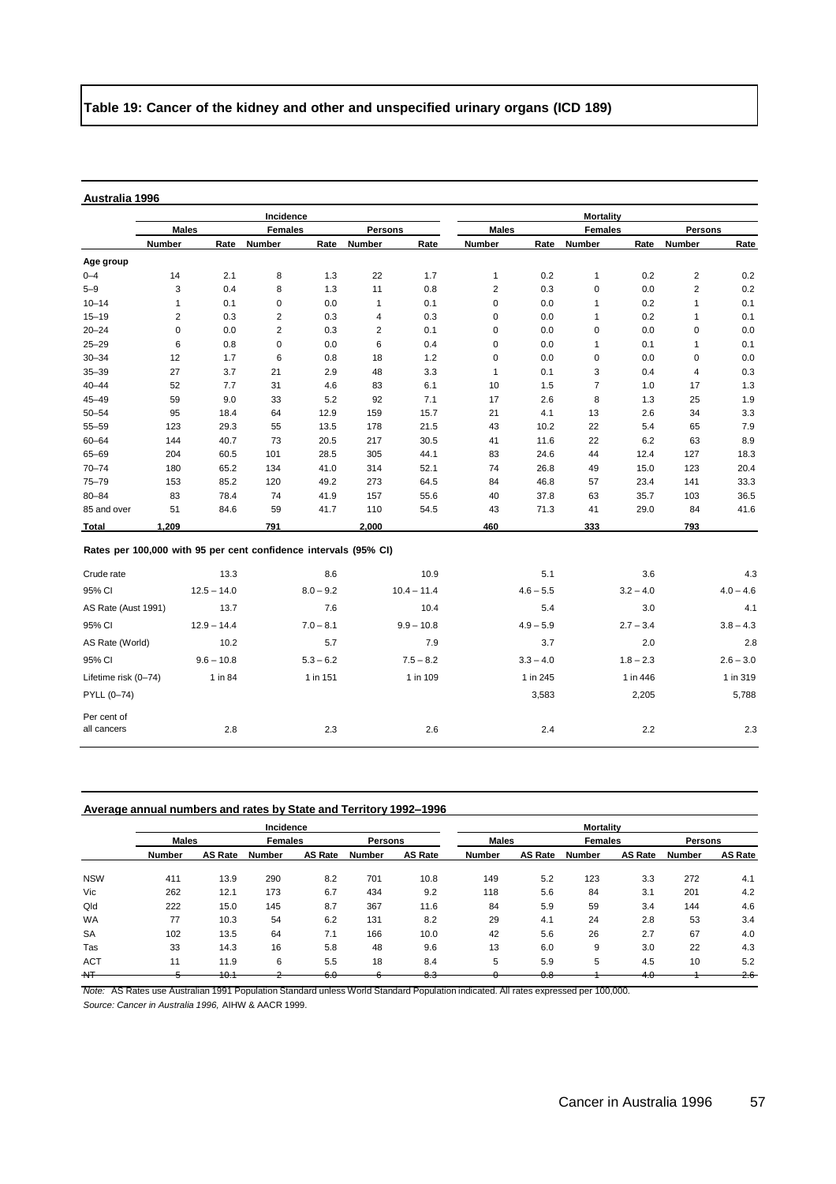## Table 19: Cancer of the kidney and other and unspecified urinary organs (ICD 189)

**Australia 1996**

| | Incidence | | | | | | Mortality | | | | | |
|---|---|---|---|---|---|---|---|---|---|---|---|---|
| | Males | | Females | | Persons | | Males | | Females | | Persons | |
| | Number | Rate | Number | Rate | Number | Rate | Number | Rate | Number | Rate | Number | Rate |
| **Age group** | | | | | | | | | | | | |
| 0–4 | 14 | 2.1 | 8 | 1.3 | 22 | 1.7 | 1 | 0.2 | 1 | 0.2 | 2 | 0.2 |
| 5–9 | 3 | 0.4 | 8 | 1.3 | 11 | 0.8 | 2 | 0.3 | 0 | 0.0 | 2 | 0.2 |
| 10–14 | 1 | 0.1 | 0 | 0.0 | 1 | 0.1 | 0 | 0.0 | 1 | 0.2 | 1 | 0.1 |
| 15–19 | 2 | 0.3 | 2 | 0.3 | 4 | 0.3 | 0 | 0.0 | 1 | 0.2 | 1 | 0.1 |
| 20–24 | 0 | 0.0 | 2 | 0.3 | 2 | 0.1 | 0 | 0.0 | 0 | 0.0 | 0 | 0.0 |
| 25–29 | 6 | 0.8 | 0 | 0.0 | 6 | 0.4 | 0 | 0.0 | 1 | 0.1 | 1 | 0.1 |
| 30–34 | 12 | 1.7 | 6 | 0.8 | 18 | 1.2 | 0 | 0.0 | 0 | 0.0 | 0 | 0.0 |
| 35–39 | 27 | 3.7 | 21 | 2.9 | 48 | 3.3 | 1 | 0.1 | 3 | 0.4 | 4 | 0.3 |
| 40–44 | 52 | 7.7 | 31 | 4.6 | 83 | 6.1 | 10 | 1.5 | 7 | 1.0 | 17 | 1.3 |
| 45–49 | 59 | 9.0 | 33 | 5.2 | 92 | 7.1 | 17 | 2.6 | 8 | 1.3 | 25 | 1.9 |
| 50–54 | 95 | 18.4 | 64 | 12.9 | 159 | 15.7 | 21 | 4.1 | 13 | 2.6 | 34 | 3.3 |
| 55–59 | 123 | 29.3 | 55 | 13.5 | 178 | 21.5 | 43 | 10.2 | 22 | 5.4 | 65 | 7.9 |
| 60–64 | 144 | 40.7 | 73 | 20.5 | 217 | 30.5 | 41 | 11.6 | 22 | 6.2 | 63 | 8.9 |
| 65–69 | 204 | 60.5 | 101 | 28.5 | 305 | 44.1 | 83 | 24.6 | 44 | 12.4 | 127 | 18.3 |
| 70–74 | 180 | 65.2 | 134 | 41.0 | 314 | 52.1 | 74 | 26.8 | 49 | 15.0 | 123 | 20.4 |
| 75–79 | 153 | 85.2 | 120 | 49.2 | 273 | 64.5 | 84 | 46.8 | 57 | 23.4 | 141 | 33.3 |
| 80–84 | 83 | 78.4 | 74 | 41.9 | 157 | 55.6 | 40 | 37.8 | 63 | 35.7 | 103 | 36.5 |
| 85 and over | 51 | 84.6 | 59 | 41.7 | 110 | 54.5 | 43 | 71.3 | 41 | 29.0 | 84 | 41.6 |
| **Total** | **1,209** | | **791** | | **2,000** | | **460** | | **333** | | **793** | |

**Rates per 100,000 with 95 per cent confidence intervals (95% CI)**

| | Incidence Males | Incidence Females | Incidence Persons | Mortality Males | Mortality Females | Mortality Persons |
|---|---|---|---|---|---|---|
| Crude rate | 13.3 | 8.6 | 10.9 | 5.1 | 3.6 | 4.3 |
| 95% CI | 12.5 – 14.0 | 8.0 – 9.2 | 10.4 – 11.4 | 4.6 – 5.5 | 3.2 – 4.0 | 4.0 – 4.6 |
| AS Rate (Aust 1991) | 13.7 | 7.6 | 10.4 | 5.4 | 3.0 | 4.1 |
| 95% CI | 12.9 – 14.4 | 7.0 – 8.1 | 9.9 – 10.8 | 4.9 – 5.9 | 2.7 – 3.4 | 3.8 – 4.3 |
| AS Rate (World) | 10.2 | 5.7 | 7.9 | 3.7 | 2.0 | 2.8 |
| 95% CI | 9.6 – 10.8 | 5.3 – 6.2 | 7.5 – 8.2 | 3.3 – 4.0 | 1.8 – 2.3 | 2.6 – 3.0 |
| Lifetime risk (0–74) | 1 in 84 | 1 in 151 | 1 in 109 | 1 in 245 | 1 in 446 | 1 in 319 |
| PYLL (0–74) | | | | 3,583 | 2,205 | 5,788 |
| Per cent of all cancers | 2.8 | 2.3 | 2.6 | 2.4 | 2.2 | 2.3 |

**Average annual numbers and rates by State and Territory 1992–1996**

| | Incidence | | | | | | Mortality | | | | | |
|---|---|---|---|---|---|---|---|---|---|---|---|---|
| | Males | | Females | | Persons | | Males | | Females | | Persons | |
| | Number | AS Rate | Number | AS Rate | Number | AS Rate | Number | AS Rate | Number | AS Rate | Number | AS Rate |
| NSW | 411 | 13.9 | 290 | 8.2 | 701 | 10.8 | 149 | 5.2 | 123 | 3.3 | 272 | 4.1 |
| Vic | 262 | 12.1 | 173 | 6.7 | 434 | 9.2 | 118 | 5.6 | 84 | 3.1 | 201 | 4.2 |
| Qld | 222 | 15.0 | 145 | 8.7 | 367 | 11.6 | 84 | 5.9 | 59 | 3.4 | 144 | 4.6 |
| WA | 77 | 10.3 | 54 | 6.2 | 131 | 8.2 | 29 | 4.1 | 24 | 2.8 | 53 | 3.4 |
| SA | 102 | 13.5 | 64 | 7.1 | 166 | 10.0 | 42 | 5.6 | 26 | 2.7 | 67 | 4.0 |
| Tas | 33 | 14.3 | 16 | 5.8 | 48 | 9.6 | 13 | 6.0 | 9 | 3.0 | 22 | 4.3 |
| ACT | 11 | 11.9 | 6 | 5.5 | 18 | 8.4 | 5 | 5.9 | 5 | 4.5 | 10 | 5.2 |
| NT | 5 | 10.1 | 2 | 6.0 | 6 | 8.3 | 0 | 0.8 | 1 | 4.0 | 1 | 2.6 |

*Note:* AS Rates use Australian 1991 Population Standard unless World Standard Population indicated. All rates expressed per 100,000.

*Source: Cancer in Australia 1996,* AIHW & AACR 1999.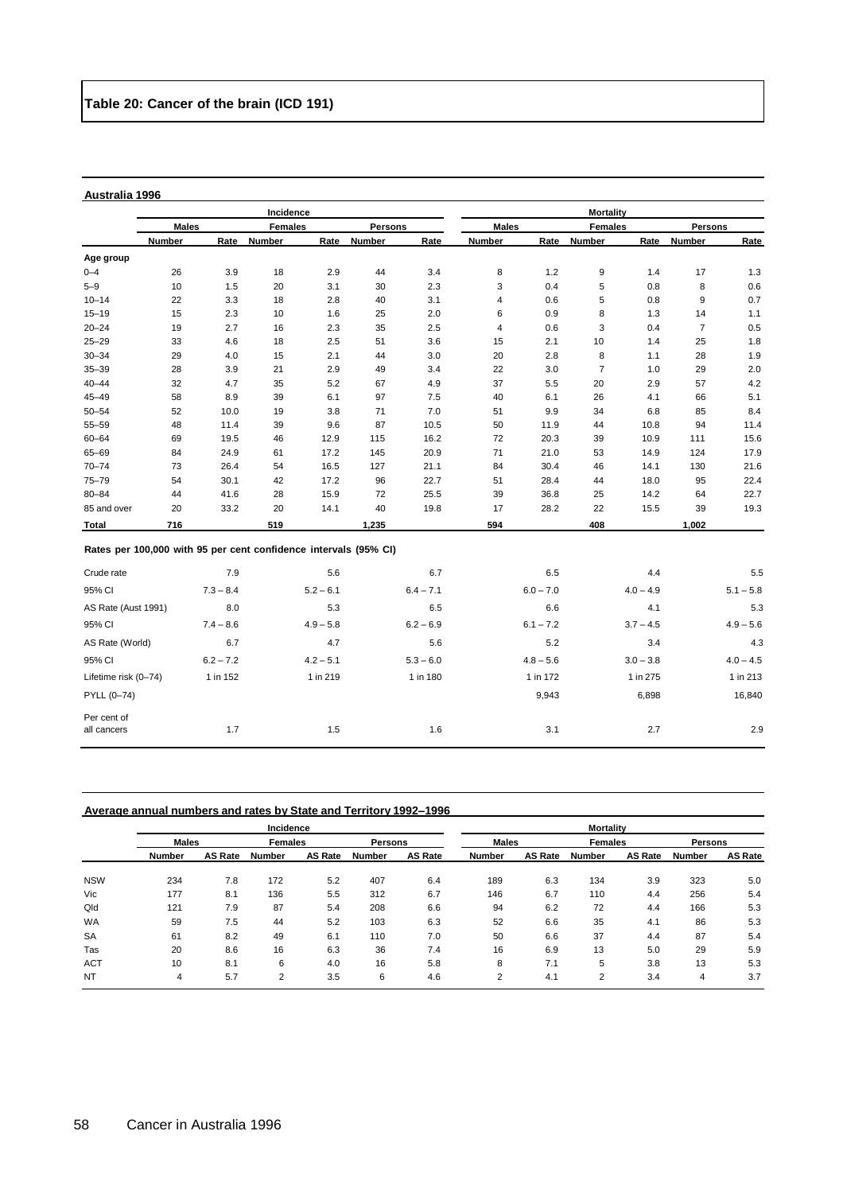## Table 20: Cancer of the brain (ICD 191)

**Australia 1996**

| | Incidence | | | | | | Mortality | | | | | |
|---|---|---|---|---|---|---|---|---|---|---|---|---|
| | Males | | Females | | Persons | | Males | | Females | | Persons | |
| | Number | Rate | Number | Rate | Number | Rate | Number | Rate | Number | Rate | Number | Rate |
| **Age group** | | | | | | | | | | | | |
| 0–4 | 26 | 3.9 | 18 | 2.9 | 44 | 3.4 | 8 | 1.2 | 9 | 1.4 | 17 | 1.3 |
| 5–9 | 10 | 1.5 | 20 | 3.1 | 30 | 2.3 | 3 | 0.4 | 5 | 0.8 | 8 | 0.6 |
| 10–14 | 22 | 3.3 | 18 | 2.8 | 40 | 3.1 | 4 | 0.6 | 5 | 0.8 | 9 | 0.7 |
| 15–19 | 15 | 2.3 | 10 | 1.6 | 25 | 2.0 | 6 | 0.9 | 8 | 1.3 | 14 | 1.1 |
| 20–24 | 19 | 2.7 | 16 | 2.3 | 35 | 2.5 | 4 | 0.6 | 3 | 0.4 | 7 | 0.5 |
| 25–29 | 33 | 4.6 | 18 | 2.5 | 51 | 3.6 | 15 | 2.1 | 10 | 1.4 | 25 | 1.8 |
| 30–34 | 29 | 4.0 | 15 | 2.1 | 44 | 3.0 | 20 | 2.8 | 8 | 1.1 | 28 | 1.9 |
| 35–39 | 28 | 3.9 | 21 | 2.9 | 49 | 3.4 | 22 | 3.0 | 7 | 1.0 | 29 | 2.0 |
| 40–44 | 32 | 4.7 | 35 | 5.2 | 67 | 4.9 | 37 | 5.5 | 20 | 2.9 | 57 | 4.2 |
| 45–49 | 58 | 8.9 | 39 | 6.1 | 97 | 7.5 | 40 | 6.1 | 26 | 4.1 | 66 | 5.1 |
| 50–54 | 52 | 10.0 | 19 | 3.8 | 71 | 7.0 | 51 | 9.9 | 34 | 6.8 | 85 | 8.4 |
| 55–59 | 48 | 11.4 | 39 | 9.6 | 87 | 10.5 | 50 | 11.9 | 44 | 10.8 | 94 | 11.4 |
| 60–64 | 69 | 19.5 | 46 | 12.9 | 115 | 16.2 | 72 | 20.3 | 39 | 10.9 | 111 | 15.6 |
| 65–69 | 84 | 24.9 | 61 | 17.2 | 145 | 20.9 | 71 | 21.0 | 53 | 14.9 | 124 | 17.9 |
| 70–74 | 73 | 26.4 | 54 | 16.5 | 127 | 21.1 | 84 | 30.4 | 46 | 14.1 | 130 | 21.6 |
| 75–79 | 54 | 30.1 | 42 | 17.2 | 96 | 22.7 | 51 | 28.4 | 44 | 18.0 | 95 | 22.4 |
| 80–84 | 44 | 41.6 | 28 | 15.9 | 72 | 25.5 | 39 | 36.8 | 25 | 14.2 | 64 | 22.7 |
| 85 and over | 20 | 33.2 | 20 | 14.1 | 40 | 19.8 | 17 | 28.2 | 22 | 15.5 | 39 | 19.3 |
| **Total** | **716** | | **519** | | **1,235** | | **594** | | **408** | | **1,002** | |

**Rates per 100,000 with 95 per cent confidence intervals (95% CI)**

| | Incidence Males | Incidence Females | Incidence Persons | Mortality Males | Mortality Females | Mortality Persons |
|---|---|---|---|---|---|---|
| Crude rate | 7.9 | 5.6 | 6.7 | 6.5 | 4.4 | 5.5 |
| 95% CI | 7.3 – 8.4 | 5.2 – 6.1 | 6.4 – 7.1 | 6.0 – 7.0 | 4.0 – 4.9 | 5.1 – 5.8 |
| AS Rate (Aust 1991) | 8.0 | 5.3 | 6.5 | 6.6 | 4.1 | 5.3 |
| 95% CI | 7.4 – 8.6 | 4.9 – 5.8 | 6.2 – 6.9 | 6.1 – 7.2 | 3.7 – 4.5 | 4.9 – 5.6 |
| AS Rate (World) | 6.7 | 4.7 | 5.6 | 5.2 | 3.4 | 4.3 |
| 95% CI | 6.2 – 7.2 | 4.2 – 5.1 | 5.3 – 6.0 | 4.8 – 5.6 | 3.0 – 3.8 | 4.0 – 4.5 |
| Lifetime risk (0–74) | 1 in 152 | 1 in 219 | 1 in 180 | 1 in 172 | 1 in 275 | 1 in 213 |
| PYLL (0–74) | | | | 9,943 | 6,898 | 16,840 |
| Per cent of all cancers | 1.7 | 1.5 | 1.6 | 3.1 | 2.7 | 2.9 |

**Average annual numbers and rates by State and Territory 1992–1996**

| | Incidence | | | | | | Mortality | | | | | |
|---|---|---|---|---|---|---|---|---|---|---|---|---|
| | Males | | Females | | Persons | | Males | | Females | | Persons | |
| | Number | AS Rate | Number | AS Rate | Number | AS Rate | Number | AS Rate | Number | AS Rate | Number | AS Rate |
| NSW | 234 | 7.8 | 172 | 5.2 | 407 | 6.4 | 189 | 6.3 | 134 | 3.9 | 323 | 5.0 |
| Vic | 177 | 8.1 | 136 | 5.5 | 312 | 6.7 | 146 | 6.7 | 110 | 4.4 | 256 | 5.4 |
| Qld | 121 | 7.9 | 87 | 5.4 | 208 | 6.6 | 94 | 6.2 | 72 | 4.4 | 166 | 5.3 |
| WA | 59 | 7.5 | 44 | 5.2 | 103 | 6.3 | 52 | 6.6 | 35 | 4.1 | 86 | 5.3 |
| SA | 61 | 8.2 | 49 | 6.1 | 110 | 7.0 | 50 | 6.6 | 37 | 4.4 | 87 | 5.4 |
| Tas | 20 | 8.6 | 16 | 6.3 | 36 | 7.4 | 16 | 6.9 | 13 | 5.0 | 29 | 5.9 |
| ACT | 10 | 8.1 | 6 | 4.0 | 16 | 5.8 | 8 | 7.1 | 5 | 3.8 | 13 | 5.3 |
| NT | 4 | 5.7 | 2 | 3.5 | 6 | 4.6 | 2 | 4.1 | 2 | 3.4 | 4 | 3.7 |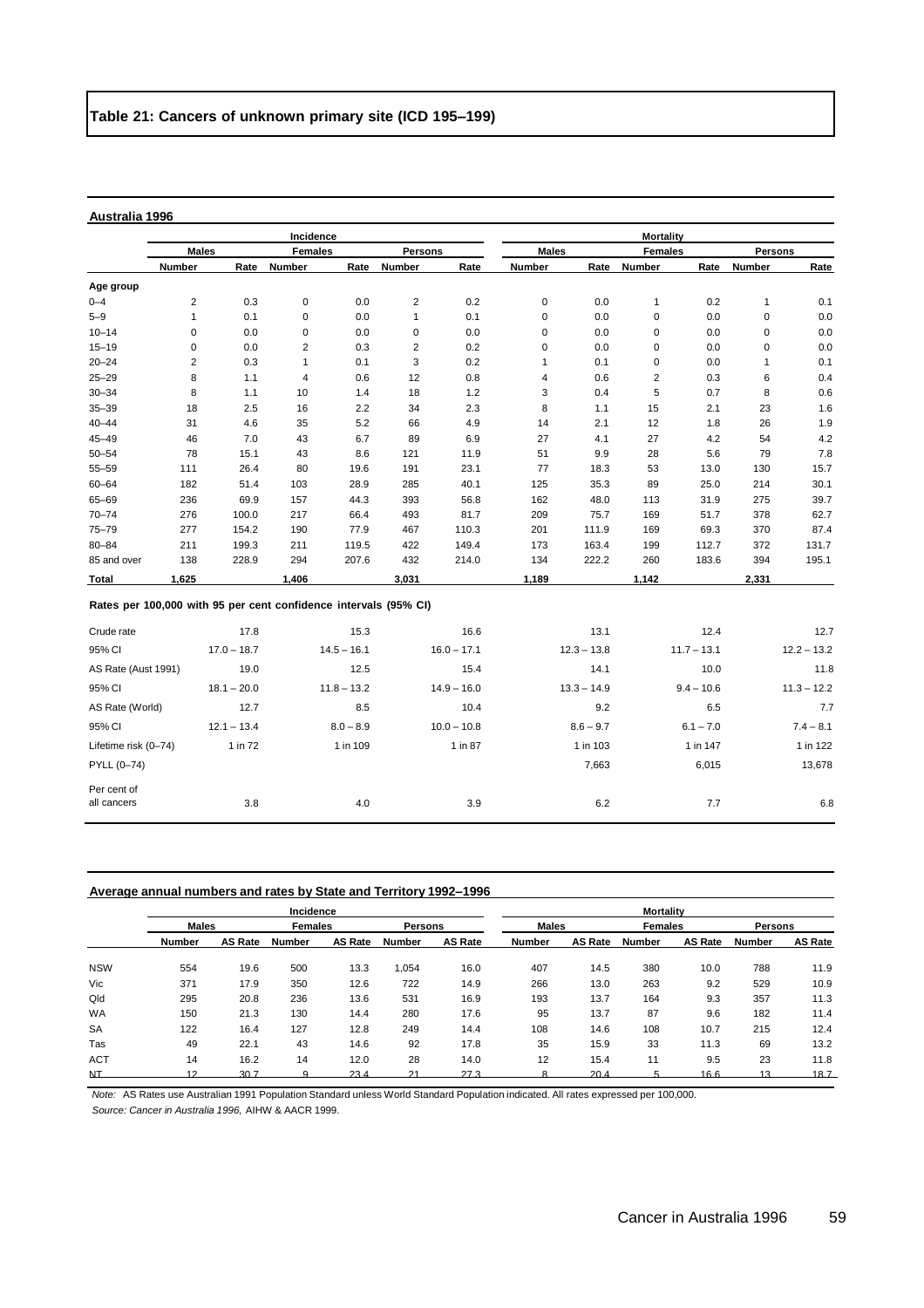# Table 21: Cancers of unknown primary site (ICD 195–199)

**Australia 1996**

| | Incidence | | | | | | Mortality | | | | | |
|---|---|---|---|---|---|---|---|---|---|---|---|---|
| | Males | | Females | | Persons | | Males | | Females | | Persons | |
| | Number | Rate | Number | Rate | Number | Rate | Number | Rate | Number | Rate | Number | Rate |
| **Age group** | | | | | | | | | | | | |
| 0–4 | 2 | 0.3 | 0 | 0.0 | 2 | 0.2 | 0 | 0.0 | 1 | 0.2 | 1 | 0.1 |
| 5–9 | 1 | 0.1 | 0 | 0.0 | 1 | 0.1 | 0 | 0.0 | 0 | 0.0 | 0 | 0.0 |
| 10–14 | 0 | 0.0 | 0 | 0.0 | 0 | 0.0 | 0 | 0.0 | 0 | 0.0 | 0 | 0.0 |
| 15–19 | 0 | 0.0 | 2 | 0.3 | 2 | 0.2 | 0 | 0.0 | 0 | 0.0 | 0 | 0.0 |
| 20–24 | 2 | 0.3 | 1 | 0.1 | 3 | 0.2 | 1 | 0.1 | 0 | 0.0 | 1 | 0.1 |
| 25–29 | 8 | 1.1 | 4 | 0.6 | 12 | 0.8 | 4 | 0.6 | 2 | 0.3 | 6 | 0.4 |
| 30–34 | 8 | 1.1 | 10 | 1.4 | 18 | 1.2 | 3 | 0.4 | 5 | 0.7 | 8 | 0.6 |
| 35–39 | 18 | 2.5 | 16 | 2.2 | 34 | 2.3 | 8 | 1.1 | 15 | 2.1 | 23 | 1.6 |
| 40–44 | 31 | 4.6 | 35 | 5.2 | 66 | 4.9 | 14 | 2.1 | 12 | 1.8 | 26 | 1.9 |
| 45–49 | 46 | 7.0 | 43 | 6.7 | 89 | 6.9 | 27 | 4.1 | 27 | 4.2 | 54 | 4.2 |
| 50–54 | 78 | 15.1 | 43 | 8.6 | 121 | 11.9 | 51 | 9.9 | 28 | 5.6 | 79 | 7.8 |
| 55–59 | 111 | 26.4 | 80 | 19.6 | 191 | 23.1 | 77 | 18.3 | 53 | 13.0 | 130 | 15.7 |
| 60–64 | 182 | 51.4 | 103 | 28.9 | 285 | 40.1 | 125 | 35.3 | 89 | 25.0 | 214 | 30.1 |
| 65–69 | 236 | 69.9 | 157 | 44.3 | 393 | 56.8 | 162 | 48.0 | 113 | 31.9 | 275 | 39.7 |
| 70–74 | 276 | 100.0 | 217 | 66.4 | 493 | 81.7 | 209 | 75.7 | 169 | 51.7 | 378 | 62.7 |
| 75–79 | 277 | 154.2 | 190 | 77.9 | 467 | 110.3 | 201 | 111.9 | 169 | 69.3 | 370 | 87.4 |
| 80–84 | 211 | 199.3 | 211 | 119.5 | 422 | 149.4 | 173 | 163.4 | 199 | 112.7 | 372 | 131.7 |
| 85 and over | 138 | 228.9 | 294 | 207.6 | 432 | 214.0 | 134 | 222.2 | 260 | 183.6 | 394 | 195.1 |
| **Total** | **1,625** | | **1,406** | | **3,031** | | **1,189** | | **1,142** | | **2,331** | |

**Rates per 100,000 with 95 per cent confidence intervals (95% CI)**

| | Incidence Males | Incidence Females | Incidence Persons | Mortality Males | Mortality Females | Mortality Persons |
|---|---|---|---|---|---|---|
| Crude rate | 17.8 | 15.3 | 16.6 | 13.1 | 12.4 | 12.7 |
| 95% CI | 17.0 – 18.7 | 14.5 – 16.1 | 16.0 – 17.1 | 12.3 – 13.8 | 11.7 – 13.1 | 12.2 – 13.2 |
| AS Rate (Aust 1991) | 19.0 | 12.5 | 15.4 | 14.1 | 10.0 | 11.8 |
| 95% CI | 18.1 – 20.0 | 11.8 – 13.2 | 14.9 – 16.0 | 13.3 – 14.9 | 9.4 – 10.6 | 11.3 – 12.2 |
| AS Rate (World) | 12.7 | 8.5 | 10.4 | 9.2 | 6.5 | 7.7 |
| 95% CI | 12.1 – 13.4 | 8.0 – 8.9 | 10.0 – 10.8 | 8.6 – 9.7 | 6.1 – 7.0 | 7.4 – 8.1 |
| Lifetime risk (0–74) | 1 in 72 | 1 in 109 | 1 in 87 | 1 in 103 | 1 in 147 | 1 in 122 |
| PYLL (0–74) | | | | 7,663 | 6,015 | 13,678 |
| Per cent of all cancers | 3.8 | 4.0 | 3.9 | 6.2 | 7.7 | 6.8 |

**Average annual numbers and rates by State and Territory 1992–1996**

| | Incidence | | | | | | Mortality | | | | | |
|---|---|---|---|---|---|---|---|---|---|---|---|---|
| | Males | | Females | | Persons | | Males | | Females | | Persons | |
| | Number | AS Rate | Number | AS Rate | Number | AS Rate | Number | AS Rate | Number | AS Rate | Number | AS Rate |
| NSW | 554 | 19.6 | 500 | 13.3 | 1,054 | 16.0 | 407 | 14.5 | 380 | 10.0 | 788 | 11.9 |
| Vic | 371 | 17.9 | 350 | 12.6 | 722 | 14.9 | 266 | 13.0 | 263 | 9.2 | 529 | 10.9 |
| Qld | 295 | 20.8 | 236 | 13.6 | 531 | 16.9 | 193 | 13.7 | 164 | 9.3 | 357 | 11.3 |
| WA | 150 | 21.3 | 130 | 14.4 | 280 | 17.6 | 95 | 13.7 | 87 | 9.6 | 182 | 11.4 |
| SA | 122 | 16.4 | 127 | 12.8 | 249 | 14.4 | 108 | 14.6 | 108 | 10.7 | 215 | 12.4 |
| Tas | 49 | 22.1 | 43 | 14.6 | 92 | 17.8 | 35 | 15.9 | 33 | 11.3 | 69 | 13.2 |
| ACT | 14 | 16.2 | 14 | 12.0 | 28 | 14.0 | 12 | 15.4 | 11 | 9.5 | 23 | 11.8 |
| NT | 12 | 30.7 | 9 | 23.4 | 21 | 27.3 | 8 | 20.4 | 5 | 16.6 | 13 | 18.7 |

*Note:* AS Rates use Australian 1991 Population Standard unless World Standard Population indicated. All rates expressed per 100,000.

*Source: Cancer in Australia 1996,* AIHW & AACR 1999.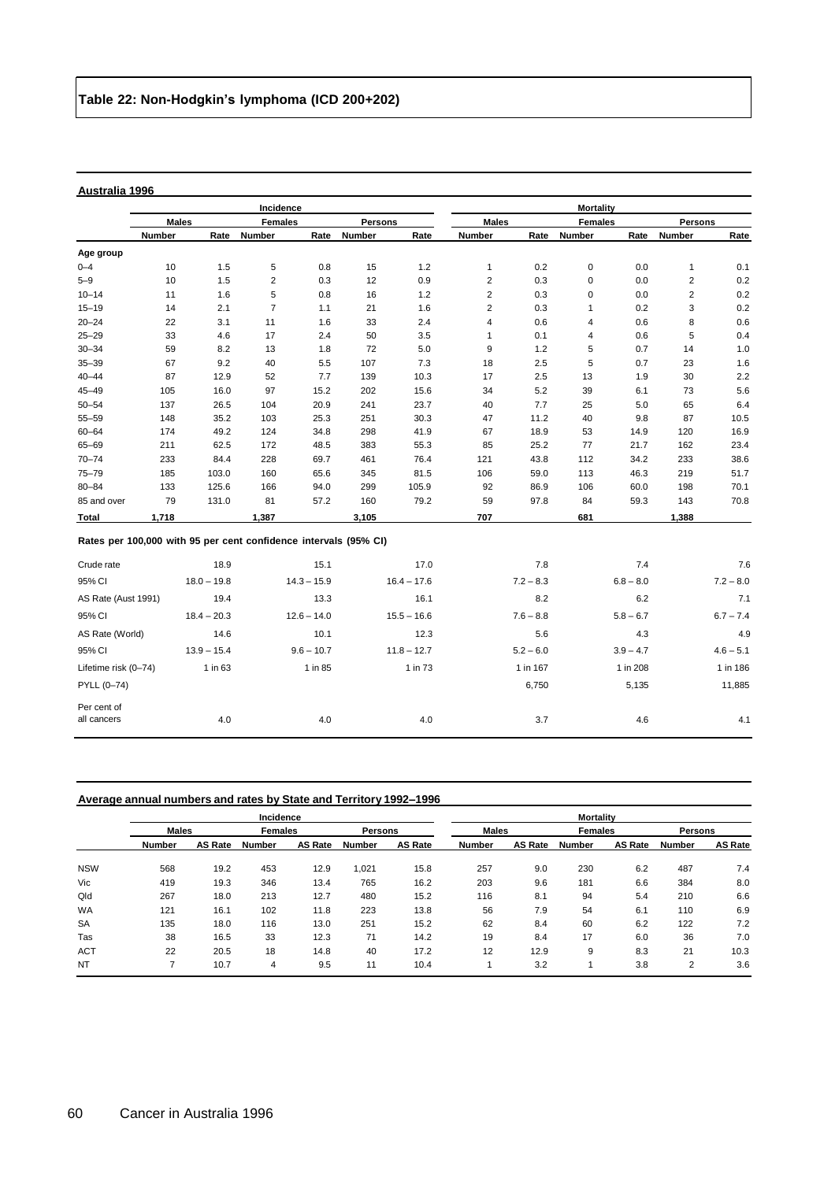## Table 22: Non-Hodgkin's lymphoma (ICD 200+202)

### Australia 1996

| | Incidence | | | | | | Mortality | | | | | |
|---|---|---|---|---|---|---|---|---|---|---|---|---|
| | Males | | Females | | Persons | | Males | | Females | | Persons | |
| | Number | Rate | Number | Rate | Number | Rate | Number | Rate | Number | Rate | Number | Rate |
| **Age group** | | | | | | | | | | | | |
| 0–4 | 10 | 1.5 | 5 | 0.8 | 15 | 1.2 | 1 | 0.2 | 0 | 0.0 | 1 | 0.1 |
| 5–9 | 10 | 1.5 | 2 | 0.3 | 12 | 0.9 | 2 | 0.3 | 0 | 0.0 | 2 | 0.2 |
| 10–14 | 11 | 1.6 | 5 | 0.8 | 16 | 1.2 | 2 | 0.3 | 0 | 0.0 | 2 | 0.2 |
| 15–19 | 14 | 2.1 | 7 | 1.1 | 21 | 1.6 | 2 | 0.3 | 1 | 0.2 | 3 | 0.2 |
| 20–24 | 22 | 3.1 | 11 | 1.6 | 33 | 2.4 | 4 | 0.6 | 4 | 0.6 | 8 | 0.6 |
| 25–29 | 33 | 4.6 | 17 | 2.4 | 50 | 3.5 | 1 | 0.1 | 4 | 0.6 | 5 | 0.4 |
| 30–34 | 59 | 8.2 | 13 | 1.8 | 72 | 5.0 | 9 | 1.2 | 5 | 0.7 | 14 | 1.0 |
| 35–39 | 67 | 9.2 | 40 | 5.5 | 107 | 7.3 | 18 | 2.5 | 5 | 0.7 | 23 | 1.6 |
| 40–44 | 87 | 12.9 | 52 | 7.7 | 139 | 10.3 | 17 | 2.5 | 13 | 1.9 | 30 | 2.2 |
| 45–49 | 105 | 16.0 | 97 | 15.2 | 202 | 15.6 | 34 | 5.2 | 39 | 6.1 | 73 | 5.6 |
| 50–54 | 137 | 26.5 | 104 | 20.9 | 241 | 23.7 | 40 | 7.7 | 25 | 5.0 | 65 | 6.4 |
| 55–59 | 148 | 35.2 | 103 | 25.3 | 251 | 30.3 | 47 | 11.2 | 40 | 9.8 | 87 | 10.5 |
| 60–64 | 174 | 49.2 | 124 | 34.8 | 298 | 41.9 | 67 | 18.9 | 53 | 14.9 | 120 | 16.9 |
| 65–69 | 211 | 62.5 | 172 | 48.5 | 383 | 55.3 | 85 | 25.2 | 77 | 21.7 | 162 | 23.4 |
| 70–74 | 233 | 84.4 | 228 | 69.7 | 461 | 76.4 | 121 | 43.8 | 112 | 34.2 | 233 | 38.6 |
| 75–79 | 185 | 103.0 | 160 | 65.6 | 345 | 81.5 | 106 | 59.0 | 113 | 46.3 | 219 | 51.7 |
| 80–84 | 133 | 125.6 | 166 | 94.0 | 299 | 105.9 | 92 | 86.9 | 106 | 60.0 | 198 | 70.1 |
| 85 and over | 79 | 131.0 | 81 | 57.2 | 160 | 79.2 | 59 | 97.8 | 84 | 59.3 | 143 | 70.8 |
| **Total** | **1,718** | | **1,387** | | **3,105** | | **707** | | **681** | | **1,388** | |

**Rates per 100,000 with 95 per cent confidence intervals (95% CI)**

| | Incidence Males | Incidence Females | Incidence Persons | Mortality Males | Mortality Females | Mortality Persons |
|---|---|---|---|---|---|---|
| Crude rate | 18.9 | 15.1 | 17.0 | 7.8 | 7.4 | 7.6 |
| 95% CI | 18.0 – 19.8 | 14.3 – 15.9 | 16.4 – 17.6 | 7.2 – 8.3 | 6.8 – 8.0 | 7.2 – 8.0 |
| AS Rate (Aust 1991) | 19.4 | 13.3 | 16.1 | 8.2 | 6.2 | 7.1 |
| 95% CI | 18.4 – 20.3 | 12.6 – 14.0 | 15.5 – 16.6 | 7.6 – 8.8 | 5.8 – 6.7 | 6.7 – 7.4 |
| AS Rate (World) | 14.6 | 10.1 | 12.3 | 5.6 | 4.3 | 4.9 |
| 95% CI | 13.9 – 15.4 | 9.6 – 10.7 | 11.8 – 12.7 | 5.2 – 6.0 | 3.9 – 4.7 | 4.6 – 5.1 |
| Lifetime risk (0–74) | 1 in 63 | 1 in 85 | 1 in 73 | 1 in 167 | 1 in 208 | 1 in 186 |
| PYLL (0–74) | | | | 6,750 | 5,135 | 11,885 |
| Per cent of all cancers | 4.0 | 4.0 | 4.0 | 3.7 | 4.6 | 4.1 |

### Average annual numbers and rates by State and Territory 1992–1996

| | Incidence | | | | | | Mortality | | | | | |
|---|---|---|---|---|---|---|---|---|---|---|---|---|
| | Males | | Females | | Persons | | Males | | Females | | Persons | |
| | Number | AS Rate | Number | AS Rate | Number | AS Rate | Number | AS Rate | Number | AS Rate | Number | AS Rate |
| NSW | 568 | 19.2 | 453 | 12.9 | 1,021 | 15.8 | 257 | 9.0 | 230 | 6.2 | 487 | 7.4 |
| Vic | 419 | 19.3 | 346 | 13.4 | 765 | 16.2 | 203 | 9.6 | 181 | 6.6 | 384 | 8.0 |
| Qld | 267 | 18.0 | 213 | 12.7 | 480 | 15.2 | 116 | 8.1 | 94 | 5.4 | 210 | 6.6 |
| WA | 121 | 16.1 | 102 | 11.8 | 223 | 13.8 | 56 | 7.9 | 54 | 6.1 | 110 | 6.9 |
| SA | 135 | 18.0 | 116 | 13.0 | 251 | 15.2 | 62 | 8.4 | 60 | 6.2 | 122 | 7.2 |
| Tas | 38 | 16.5 | 33 | 12.3 | 71 | 14.2 | 19 | 8.4 | 17 | 6.0 | 36 | 7.0 |
| ACT | 22 | 20.5 | 18 | 14.8 | 40 | 17.2 | 12 | 12.9 | 9 | 8.3 | 21 | 10.3 |
| NT | 7 | 10.7 | 4 | 9.5 | 11 | 10.4 | 1 | 3.2 | 1 | 3.8 | 2 | 3.6 |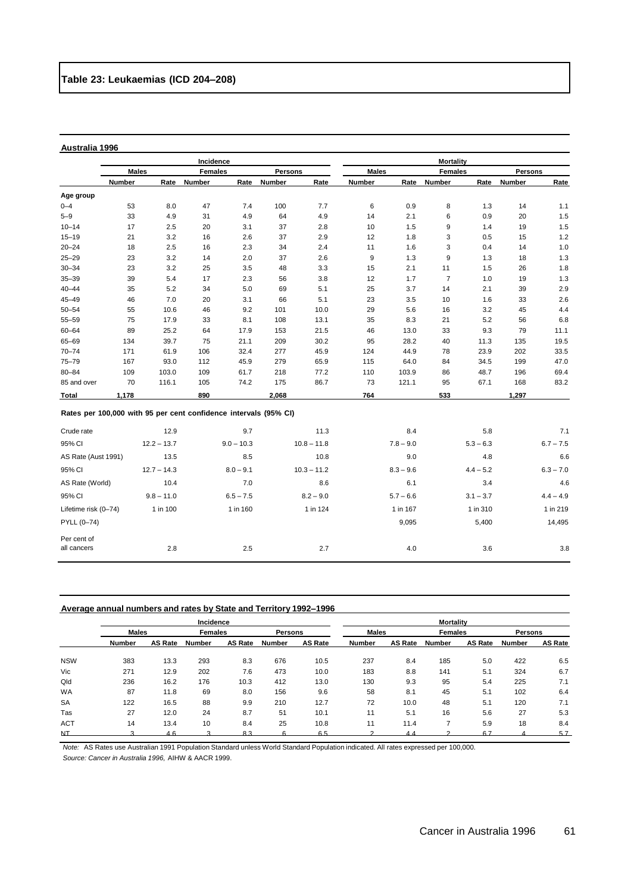## Table 23: Leukaemias (ICD 204–208)

**Australia 1996**

| | Incidence | | | | | | Mortality | | | | | |
|---|---|---|---|---|---|---|---|---|---|---|---|---|
| | Males | | Females | | Persons | | Males | | Females | | Persons | |
| | Number | Rate | Number | Rate | Number | Rate | Number | Rate | Number | Rate | Number | Rate |
| **Age group** | | | | | | | | | | | | |
| 0–4 | 53 | 8.0 | 47 | 7.4 | 100 | 7.7 | 6 | 0.9 | 8 | 1.3 | 14 | 1.1 |
| 5–9 | 33 | 4.9 | 31 | 4.9 | 64 | 4.9 | 14 | 2.1 | 6 | 0.9 | 20 | 1.5 |
| 10–14 | 17 | 2.5 | 20 | 3.1 | 37 | 2.8 | 10 | 1.5 | 9 | 1.4 | 19 | 1.5 |
| 15–19 | 21 | 3.2 | 16 | 2.6 | 37 | 2.9 | 12 | 1.8 | 3 | 0.5 | 15 | 1.2 |
| 20–24 | 18 | 2.5 | 16 | 2.3 | 34 | 2.4 | 11 | 1.6 | 3 | 0.4 | 14 | 1.0 |
| 25–29 | 23 | 3.2 | 14 | 2.0 | 37 | 2.6 | 9 | 1.3 | 9 | 1.3 | 18 | 1.3 |
| 30–34 | 23 | 3.2 | 25 | 3.5 | 48 | 3.3 | 15 | 2.1 | 11 | 1.5 | 26 | 1.8 |
| 35–39 | 39 | 5.4 | 17 | 2.3 | 56 | 3.8 | 12 | 1.7 | 7 | 1.0 | 19 | 1.3 |
| 40–44 | 35 | 5.2 | 34 | 5.0 | 69 | 5.1 | 25 | 3.7 | 14 | 2.1 | 39 | 2.9 |
| 45–49 | 46 | 7.0 | 20 | 3.1 | 66 | 5.1 | 23 | 3.5 | 10 | 1.6 | 33 | 2.6 |
| 50–54 | 55 | 10.6 | 46 | 9.2 | 101 | 10.0 | 29 | 5.6 | 16 | 3.2 | 45 | 4.4 |
| 55–59 | 75 | 17.9 | 33 | 8.1 | 108 | 13.1 | 35 | 8.3 | 21 | 5.2 | 56 | 6.8 |
| 60–64 | 89 | 25.2 | 64 | 17.9 | 153 | 21.5 | 46 | 13.0 | 33 | 9.3 | 79 | 11.1 |
| 65–69 | 134 | 39.7 | 75 | 21.1 | 209 | 30.2 | 95 | 28.2 | 40 | 11.3 | 135 | 19.5 |
| 70–74 | 171 | 61.9 | 106 | 32.4 | 277 | 45.9 | 124 | 44.9 | 78 | 23.9 | 202 | 33.5 |
| 75–79 | 167 | 93.0 | 112 | 45.9 | 279 | 65.9 | 115 | 64.0 | 84 | 34.5 | 199 | 47.0 |
| 80–84 | 109 | 103.0 | 109 | 61.7 | 218 | 77.2 | 110 | 103.9 | 86 | 48.7 | 196 | 69.4 |
| 85 and over | 70 | 116.1 | 105 | 74.2 | 175 | 86.7 | 73 | 121.1 | 95 | 67.1 | 168 | 83.2 |
| **Total** | **1,178** | | **890** | | **2,068** | | **764** | | **533** | | **1,297** | |

**Rates per 100,000 with 95 per cent confidence intervals (95% CI)**

| | Incidence Males | Incidence Females | Incidence Persons | Mortality Males | Mortality Females | Mortality Persons |
|---|---|---|---|---|---|---|
| Crude rate | 12.9 | 9.7 | 11.3 | 8.4 | 5.8 | 7.1 |
| 95% CI | 12.2 – 13.7 | 9.0 – 10.3 | 10.8 – 11.8 | 7.8 – 9.0 | 5.3 – 6.3 | 6.7 – 7.5 |
| AS Rate (Aust 1991) | 13.5 | 8.5 | 10.8 | 9.0 | 4.8 | 6.6 |
| 95% CI | 12.7 – 14.3 | 8.0 – 9.1 | 10.3 – 11.2 | 8.3 – 9.6 | 4.4 – 5.2 | 6.3 – 7.0 |
| AS Rate (World) | 10.4 | 7.0 | 8.6 | 6.1 | 3.4 | 4.6 |
| 95% CI | 9.8 – 11.0 | 6.5 – 7.5 | 8.2 – 9.0 | 5.7 – 6.6 | 3.1 – 3.7 | 4.4 – 4.9 |
| Lifetime risk (0–74) | 1 in 100 | 1 in 160 | 1 in 124 | 1 in 167 | 1 in 310 | 1 in 219 |
| PYLL (0–74) | | | | 9,095 | 5,400 | 14,495 |
| Per cent of all cancers | 2.8 | 2.5 | 2.7 | 4.0 | 3.6 | 3.8 |

**Average annual numbers and rates by State and Territory 1992–1996**

| | Incidence | | | | | | Mortality | | | | | |
|---|---|---|---|---|---|---|---|---|---|---|---|---|
| | Males | | Females | | Persons | | Males | | Females | | Persons | |
| | Number | AS Rate | Number | AS Rate | Number | AS Rate | Number | AS Rate | Number | AS Rate | Number | AS Rate |
| NSW | 383 | 13.3 | 293 | 8.3 | 676 | 10.5 | 237 | 8.4 | 185 | 5.0 | 422 | 6.5 |
| Vic | 271 | 12.9 | 202 | 7.6 | 473 | 10.0 | 183 | 8.8 | 141 | 5.1 | 324 | 6.7 |
| Qld | 236 | 16.2 | 176 | 10.3 | 412 | 13.0 | 130 | 9.3 | 95 | 5.4 | 225 | 7.1 |
| WA | 87 | 11.8 | 69 | 8.0 | 156 | 9.6 | 58 | 8.1 | 45 | 5.1 | 102 | 6.4 |
| SA | 122 | 16.5 | 88 | 9.9 | 210 | 12.7 | 72 | 10.0 | 48 | 5.1 | 120 | 7.1 |
| Tas | 27 | 12.0 | 24 | 8.7 | 51 | 10.1 | 11 | 5.1 | 16 | 5.6 | 27 | 5.3 |
| ACT | 14 | 13.4 | 10 | 8.4 | 25 | 10.8 | 11 | 11.4 | 7 | 5.9 | 18 | 8.4 |
| NT | 3 | 4.6 | 3 | 8.3 | 6 | 6.5 | 2 | 4.4 | 2 | 6.7 | 4 | 5.7 |

*Note:* AS Rates use Australian 1991 Population Standard unless World Standard Population indicated. All rates expressed per 100,000.

*Source: Cancer in Australia 1996,* AIHW & AACR 1999.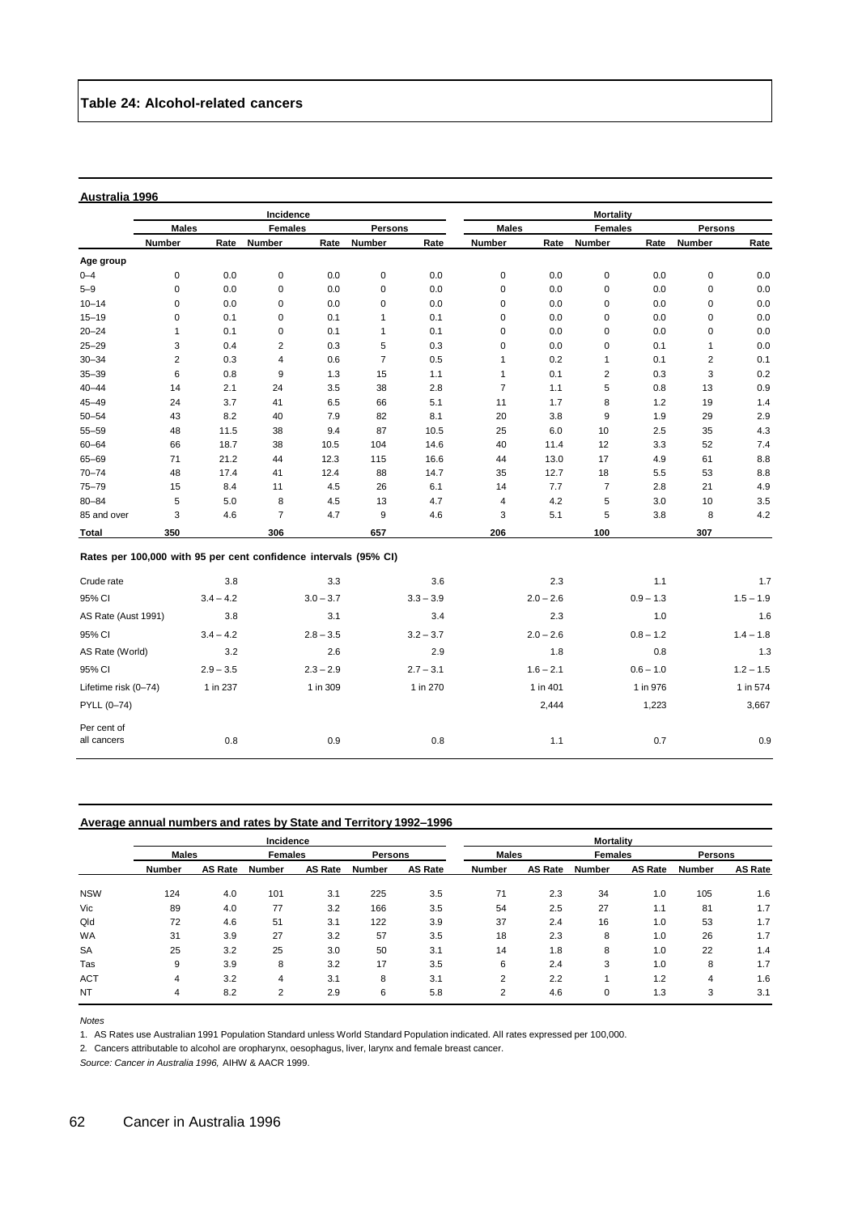## Table 24: Alcohol-related cancers

### Australia 1996

| | Incidence | | | | | | Mortality | | | | | |
|---|---|---|---|---|---|---|---|---|---|---|---|---|
| | Males | | Females | | Persons | | Males | | Females | | Persons | |
| | Number | Rate | Number | Rate | Number | Rate | Number | Rate | Number | Rate | Number | Rate |
| **Age group** | | | | | | | | | | | | |
| 0–4 | 0 | 0.0 | 0 | 0.0 | 0 | 0.0 | 0 | 0.0 | 0 | 0.0 | 0 | 0.0 |
| 5–9 | 0 | 0.0 | 0 | 0.0 | 0 | 0.0 | 0 | 0.0 | 0 | 0.0 | 0 | 0.0 |
| 10–14 | 0 | 0.0 | 0 | 0.0 | 0 | 0.0 | 0 | 0.0 | 0 | 0.0 | 0 | 0.0 |
| 15–19 | 0 | 0.1 | 0 | 0.1 | 1 | 0.1 | 0 | 0.0 | 0 | 0.0 | 0 | 0.0 |
| 20–24 | 1 | 0.1 | 0 | 0.1 | 1 | 0.1 | 0 | 0.0 | 0 | 0.0 | 0 | 0.0 |
| 25–29 | 3 | 0.4 | 2 | 0.3 | 5 | 0.3 | 0 | 0.0 | 0 | 0.1 | 1 | 0.0 |
| 30–34 | 2 | 0.3 | 4 | 0.6 | 7 | 0.5 | 1 | 0.2 | 1 | 0.1 | 2 | 0.1 |
| 35–39 | 6 | 0.8 | 9 | 1.3 | 15 | 1.1 | 1 | 0.1 | 2 | 0.3 | 3 | 0.2 |
| 40–44 | 14 | 2.1 | 24 | 3.5 | 38 | 2.8 | 7 | 1.1 | 5 | 0.8 | 13 | 0.9 |
| 45–49 | 24 | 3.7 | 41 | 6.5 | 66 | 5.1 | 11 | 1.7 | 8 | 1.2 | 19 | 1.4 |
| 50–54 | 43 | 8.2 | 40 | 7.9 | 82 | 8.1 | 20 | 3.8 | 9 | 1.9 | 29 | 2.9 |
| 55–59 | 48 | 11.5 | 38 | 9.4 | 87 | 10.5 | 25 | 6.0 | 10 | 2.5 | 35 | 4.3 |
| 60–64 | 66 | 18.7 | 38 | 10.5 | 104 | 14.6 | 40 | 11.4 | 12 | 3.3 | 52 | 7.4 |
| 65–69 | 71 | 21.2 | 44 | 12.3 | 115 | 16.6 | 44 | 13.0 | 17 | 4.9 | 61 | 8.8 |
| 70–74 | 48 | 17.4 | 41 | 12.4 | 88 | 14.7 | 35 | 12.7 | 18 | 5.5 | 53 | 8.8 |
| 75–79 | 15 | 8.4 | 11 | 4.5 | 26 | 6.1 | 14 | 7.7 | 7 | 2.8 | 21 | 4.9 |
| 80–84 | 5 | 5.0 | 8 | 4.5 | 13 | 4.7 | 4 | 4.2 | 5 | 3.0 | 10 | 3.5 |
| 85 and over | 3 | 4.6 | 7 | 4.7 | 9 | 4.6 | 3 | 5.1 | 5 | 3.8 | 8 | 4.2 |
| **Total** | **350** | | **306** | | **657** | | **206** | | **100** | | **307** | |

**Rates per 100,000 with 95 per cent confidence intervals (95% CI)**

| | Incidence Males | Incidence Females | Incidence Persons | Mortality Males | Mortality Females | Mortality Persons |
|---|---|---|---|---|---|---|
| Crude rate | 3.8 | 3.3 | 3.6 | 2.3 | 1.1 | 1.7 |
| 95% CI | 3.4 – 4.2 | 3.0 – 3.7 | 3.3 – 3.9 | 2.0 – 2.6 | 0.9 – 1.3 | 1.5 – 1.9 |
| AS Rate (Aust 1991) | 3.8 | 3.1 | 3.4 | 2.3 | 1.0 | 1.6 |
| 95% CI | 3.4 – 4.2 | 2.8 – 3.5 | 3.2 – 3.7 | 2.0 – 2.6 | 0.8 – 1.2 | 1.4 – 1.8 |
| AS Rate (World) | 3.2 | 2.6 | 2.9 | 1.8 | 0.8 | 1.3 |
| 95% CI | 2.9 – 3.5 | 2.3 – 2.9 | 2.7 – 3.1 | 1.6 – 2.1 | 0.6 – 1.0 | 1.2 – 1.5 |
| Lifetime risk (0–74) | 1 in 237 | 1 in 309 | 1 in 270 | 1 in 401 | 1 in 976 | 1 in 574 |
| PYLL (0–74) | | | | 2,444 | 1,223 | 3,667 |
| Per cent of all cancers | 0.8 | 0.9 | 0.8 | 1.1 | 0.7 | 0.9 |

### Average annual numbers and rates by State and Territory 1992–1996

| | Incidence | | | | | | Mortality | | | | | |
|---|---|---|---|---|---|---|---|---|---|---|---|---|
| | Males | | Females | | Persons | | Males | | Females | | Persons | |
| | Number | AS Rate | Number | AS Rate | Number | AS Rate | Number | AS Rate | Number | AS Rate | Number | AS Rate |
| NSW | 124 | 4.0 | 101 | 3.1 | 225 | 3.5 | 71 | 2.3 | 34 | 1.0 | 105 | 1.6 |
| Vic | 89 | 4.0 | 77 | 3.2 | 166 | 3.5 | 54 | 2.5 | 27 | 1.1 | 81 | 1.7 |
| Qld | 72 | 4.6 | 51 | 3.1 | 122 | 3.9 | 37 | 2.4 | 16 | 1.0 | 53 | 1.7 |
| WA | 31 | 3.9 | 27 | 3.2 | 57 | 3.5 | 18 | 2.3 | 8 | 1.0 | 26 | 1.7 |
| SA | 25 | 3.2 | 25 | 3.0 | 50 | 3.1 | 14 | 1.8 | 8 | 1.0 | 22 | 1.4 |
| Tas | 9 | 3.9 | 8 | 3.2 | 17 | 3.5 | 6 | 2.4 | 3 | 1.0 | 8 | 1.7 |
| ACT | 4 | 3.2 | 4 | 3.1 | 8 | 3.1 | 2 | 2.2 | 1 | 1.2 | 4 | 1.6 |
| NT | 4 | 8.2 | 2 | 2.9 | 6 | 5.8 | 2 | 4.6 | 0 | 1.3 | 3 | 3.1 |

*Notes*

1. AS Rates use Australian 1991 Population Standard unless World Standard Population indicated. All rates expressed per 100,000.
2. Cancers attributable to alcohol are oropharynx, oesophagus, liver, larynx and female breast cancer.

*Source: Cancer in Australia 1996,* AIHW & AACR 1999.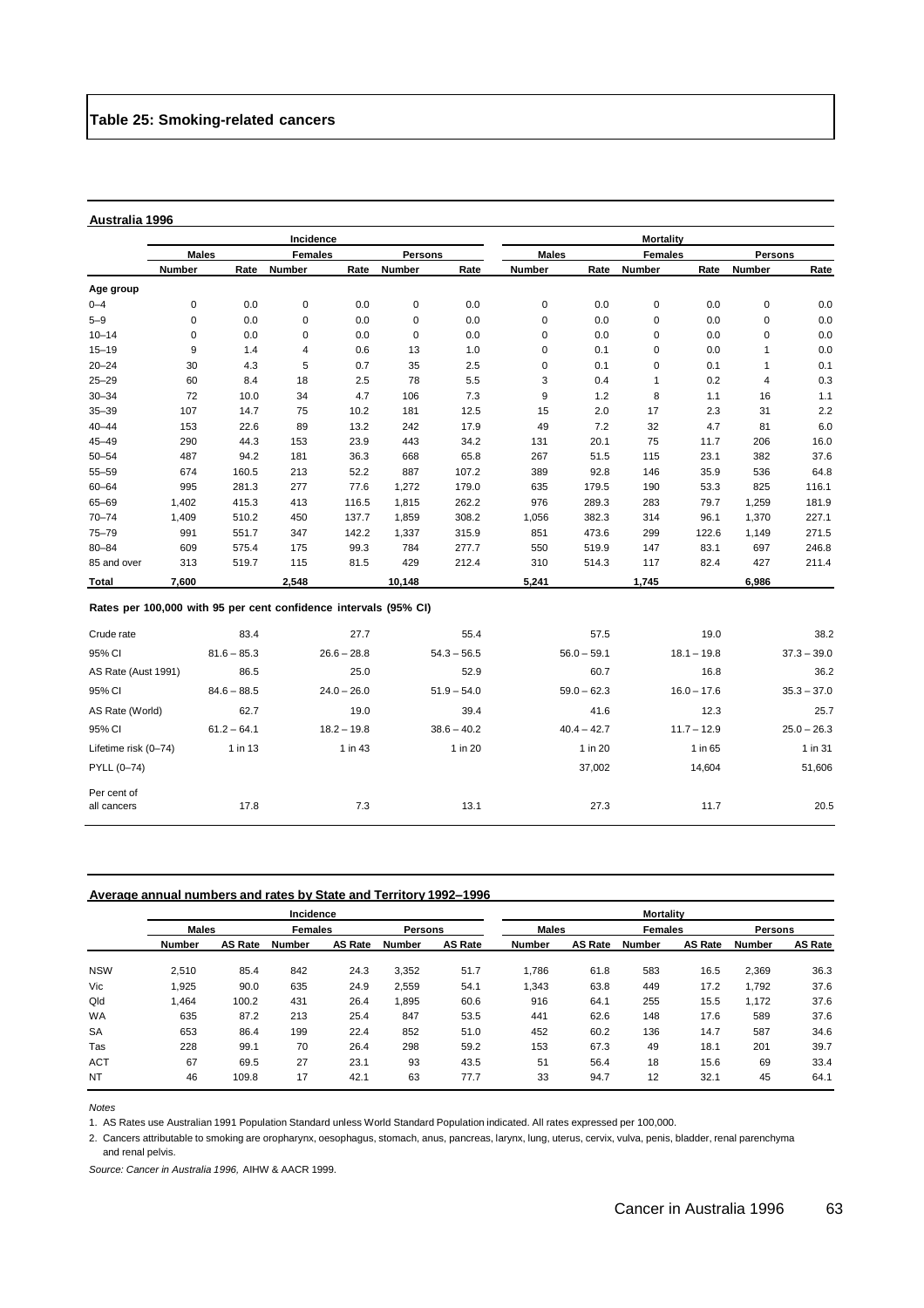## Table 25: Smoking-related cancers

**Australia 1996**

| | Incidence | | | | | | Mortality | | | | | |
|---|---|---|---|---|---|---|---|---|---|---|---|---|
| | Males | | Females | | Persons | | Males | | Females | | Persons | |
| | Number | Rate | Number | Rate | Number | Rate | Number | Rate | Number | Rate | Number | Rate |
| **Age group** | | | | | | | | | | | | |
| 0–4 | 0 | 0.0 | 0 | 0.0 | 0 | 0.0 | 0 | 0.0 | 0 | 0.0 | 0 | 0.0 |
| 5–9 | 0 | 0.0 | 0 | 0.0 | 0 | 0.0 | 0 | 0.0 | 0 | 0.0 | 0 | 0.0 |
| 10–14 | 0 | 0.0 | 0 | 0.0 | 0 | 0.0 | 0 | 0.0 | 0 | 0.0 | 0 | 0.0 |
| 15–19 | 9 | 1.4 | 4 | 0.6 | 13 | 1.0 | 0 | 0.1 | 0 | 0.0 | 1 | 0.0 |
| 20–24 | 30 | 4.3 | 5 | 0.7 | 35 | 2.5 | 0 | 0.1 | 0 | 0.1 | 1 | 0.1 |
| 25–29 | 60 | 8.4 | 18 | 2.5 | 78 | 5.5 | 3 | 0.4 | 1 | 0.2 | 4 | 0.3 |
| 30–34 | 72 | 10.0 | 34 | 4.7 | 106 | 7.3 | 9 | 1.2 | 8 | 1.1 | 16 | 1.1 |
| 35–39 | 107 | 14.7 | 75 | 10.2 | 181 | 12.5 | 15 | 2.0 | 17 | 2.3 | 31 | 2.2 |
| 40–44 | 153 | 22.6 | 89 | 13.2 | 242 | 17.9 | 49 | 7.2 | 32 | 4.7 | 81 | 6.0 |
| 45–49 | 290 | 44.3 | 153 | 23.9 | 443 | 34.2 | 131 | 20.1 | 75 | 11.7 | 206 | 16.0 |
| 50–54 | 487 | 94.2 | 181 | 36.3 | 668 | 65.8 | 267 | 51.5 | 115 | 23.1 | 382 | 37.6 |
| 55–59 | 674 | 160.5 | 213 | 52.2 | 887 | 107.2 | 389 | 92.8 | 146 | 35.9 | 536 | 64.8 |
| 60–64 | 995 | 281.3 | 277 | 77.6 | 1,272 | 179.0 | 635 | 179.5 | 190 | 53.3 | 825 | 116.1 |
| 65–69 | 1,402 | 415.3 | 413 | 116.5 | 1,815 | 262.2 | 976 | 289.3 | 283 | 79.7 | 1,259 | 181.9 |
| 70–74 | 1,409 | 510.2 | 450 | 137.7 | 1,859 | 308.2 | 1,056 | 382.3 | 314 | 96.1 | 1,370 | 227.1 |
| 75–79 | 991 | 551.7 | 347 | 142.2 | 1,337 | 315.9 | 851 | 473.6 | 299 | 122.6 | 1,149 | 271.5 |
| 80–84 | 609 | 575.4 | 175 | 99.3 | 784 | 277.7 | 550 | 519.9 | 147 | 83.1 | 697 | 246.8 |
| 85 and over | 313 | 519.7 | 115 | 81.5 | 429 | 212.4 | 310 | 514.3 | 117 | 82.4 | 427 | 211.4 |
| **Total** | **7,600** | | **2,548** | | **10,148** | | **5,241** | | **1,745** | | **6,986** | |

**Rates per 100,000 with 95 per cent confidence intervals (95% CI)**

| | Incidence Males | Incidence Females | Incidence Persons | Mortality Males | Mortality Females | Mortality Persons |
|---|---|---|---|---|---|---|
| Crude rate | 83.4 | 27.7 | 55.4 | 57.5 | 19.0 | 38.2 |
| 95% CI | 81.6 – 85.3 | 26.6 – 28.8 | 54.3 – 56.5 | 56.0 – 59.1 | 18.1 – 19.8 | 37.3 – 39.0 |
| AS Rate (Aust 1991) | 86.5 | 25.0 | 52.9 | 60.7 | 16.8 | 36.2 |
| 95% CI | 84.6 – 88.5 | 24.0 – 26.0 | 51.9 – 54.0 | 59.0 – 62.3 | 16.0 – 17.6 | 35.3 – 37.0 |
| AS Rate (World) | 62.7 | 19.0 | 39.4 | 41.6 | 12.3 | 25.7 |
| 95% CI | 61.2 – 64.1 | 18.2 – 19.8 | 38.6 – 40.2 | 40.4 – 42.7 | 11.7 – 12.9 | 25.0 – 26.3 |
| Lifetime risk (0–74) | 1 in 13 | 1 in 43 | 1 in 20 | 1 in 20 | 1 in 65 | 1 in 31 |
| PYLL (0–74) | | | | 37,002 | 14,604 | 51,606 |
| Per cent of all cancers | 17.8 | 7.3 | 13.1 | 27.3 | 11.7 | 20.5 |

**Average annual numbers and rates by State and Territory 1992–1996**

| | Incidence | | | | | | Mortality | | | | | |
|---|---|---|---|---|---|---|---|---|---|---|---|---|
| | Males | | Females | | Persons | | Males | | Females | | Persons | |
| | Number | AS Rate | Number | AS Rate | Number | AS Rate | Number | AS Rate | Number | AS Rate | Number | AS Rate |
| NSW | 2,510 | 85.4 | 842 | 24.3 | 3,352 | 51.7 | 1,786 | 61.8 | 583 | 16.5 | 2,369 | 36.3 |
| Vic | 1,925 | 90.0 | 635 | 24.9 | 2,559 | 54.1 | 1,343 | 63.8 | 449 | 17.2 | 1,792 | 37.6 |
| Qld | 1,464 | 100.2 | 431 | 26.4 | 1,895 | 60.6 | 916 | 64.1 | 255 | 15.5 | 1,172 | 37.6 |
| WA | 635 | 87.2 | 213 | 25.4 | 847 | 53.5 | 441 | 62.6 | 148 | 17.6 | 589 | 37.6 |
| SA | 653 | 86.4 | 199 | 22.4 | 852 | 51.0 | 452 | 60.2 | 136 | 14.7 | 587 | 34.6 |
| Tas | 228 | 99.1 | 70 | 26.4 | 298 | 59.2 | 153 | 67.3 | 49 | 18.1 | 201 | 39.7 |
| ACT | 67 | 69.5 | 27 | 23.1 | 93 | 43.5 | 51 | 56.4 | 18 | 15.6 | 69 | 33.4 |
| NT | 46 | 109.8 | 17 | 42.1 | 63 | 77.7 | 33 | 94.7 | 12 | 32.1 | 45 | 64.1 |

*Notes*

1. AS Rates use Australian 1991 Population Standard unless World Standard Population indicated. All rates expressed per 100,000.
2. Cancers attributable to smoking are oropharynx, oesophagus, stomach, anus, pancreas, larynx, lung, uterus, cervix, vulva, penis, bladder, renal parenchyma and renal pelvis.

*Source: Cancer in Australia 1996,* AIHW & AACR 1999.